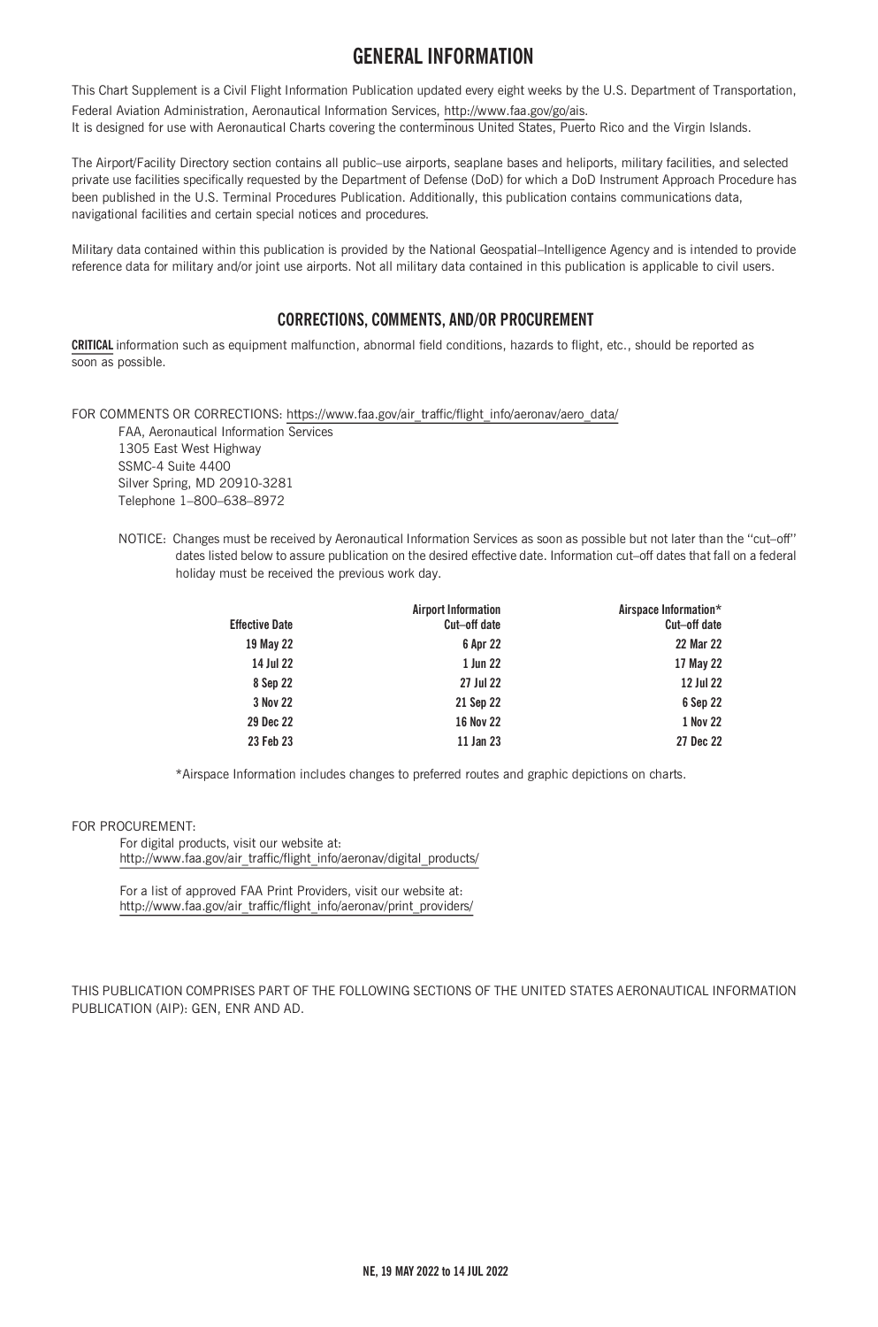# GENERAL INFORMATION

This Chart Supplement is a Civil Flight Information Publication updated every eight weeks by the U.S. Department of Transportation, Federal Aviation Administration, Aeronautical Information Services, http://www.faa.gov/go/ais.
It is designed for use with Aeronautical Charts covering the conterminous United States, Puerto Rico and the Virgin Islands.

The Airport/Facility Directory section contains all public–use airports, seaplane bases and heliports, military facilities, and selected private use facilities specifically requested by the Department of Defense (DoD) for which a DoD Instrument Approach Procedure has been published in the U.S. Terminal Procedures Publication. Additionally, this publication contains communications data, navigational facilities and certain special notices and procedures.

Military data contained within this publication is provided by the National Geospatial–Intelligence Agency and is intended to provide reference data for military and/or joint use airports. Not all military data contained in this publication is applicable to civil users.

## CORRECTIONS, COMMENTS, AND/OR PROCUREMENT

**CRITICAL** information such as equipment malfunction, abnormal field conditions, hazards to flight, etc., should be reported as soon as possible.

FOR COMMENTS OR CORRECTIONS: https://www.faa.gov/air_traffic/flight_info/aeronav/aero_data/

FAA, Aeronautical Information Services
1305 East West Highway
SSMC-4 Suite 4400
Silver Spring, MD 20910-3281
Telephone 1–800–638–8972

NOTICE: Changes must be received by Aeronautical Information Services as soon as possible but not later than the "cut–off" dates listed below to assure publication on the desired effective date. Information cut–off dates that fall on a federal holiday must be received the previous work day.

| Effective Date | Airport Information Cut–off date | Airspace Information* Cut–off date |
|---|---|---|
| 19 May 22 | 6 Apr 22 | 22 Mar 22 |
| 14 Jul 22 | 1 Jun 22 | 17 May 22 |
| 8 Sep 22 | 27 Jul 22 | 12 Jul 22 |
| 3 Nov 22 | 21 Sep 22 | 6 Sep 22 |
| 29 Dec 22 | 16 Nov 22 | 1 Nov 22 |
| 23 Feb 23 | 11 Jan 23 | 27 Dec 22 |

*Airspace Information includes changes to preferred routes and graphic depictions on charts.

FOR PROCUREMENT:

For digital products, visit our website at:
http://www.faa.gov/air_traffic/flight_info/aeronav/digital_products/

For a list of approved FAA Print Providers, visit our website at:
http://www.faa.gov/air_traffic/flight_info/aeronav/print_providers/

THIS PUBLICATION COMPRISES PART OF THE FOLLOWING SECTIONS OF THE UNITED STATES AERONAUTICAL INFORMATION PUBLICATION (AIP): GEN, ENR AND AD.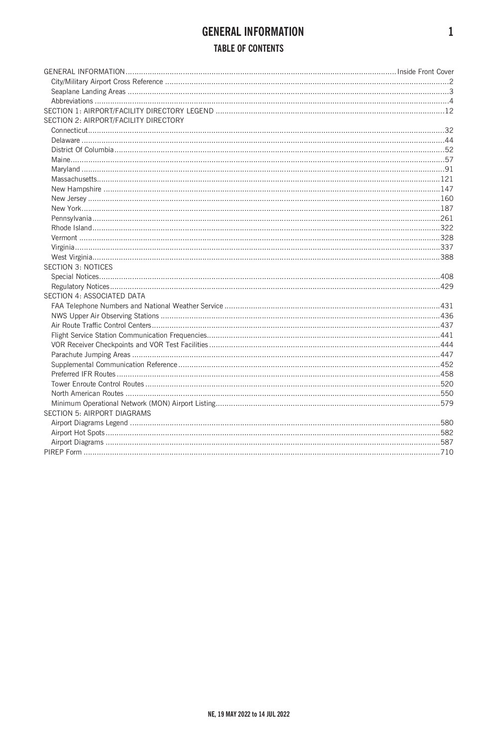# GENERAL INFORMATION

## TABLE OF CONTENTS

| | |
|---|---|
| GENERAL INFORMATION | Inside Front Cover |
| City/Military Airport Cross Reference | 2 |
| Seaplane Landing Areas | 3 |
| Abbreviations | 4 |
| SECTION 1: AIRPORT/FACILITY DIRECTORY LEGEND | 12 |
| SECTION 2: AIRPORT/FACILITY DIRECTORY | |
| Connecticut | 32 |
| Delaware | 44 |
| District Of Columbia | 52 |
| Maine | 57 |
| Maryland | 91 |
| Massachusetts | 121 |
| New Hampshire | 147 |
| New Jersey | 160 |
| New York | 187 |
| Pennsylvania | 261 |
| Rhode Island | 322 |
| Vermont | 328 |
| Virginia | 337 |
| West Virginia | 388 |
| SECTION 3: NOTICES | |
| Special Notices | 408 |
| Regulatory Notices | 429 |
| SECTION 4: ASSOCIATED DATA | |
| FAA Telephone Numbers and National Weather Service | 431 |
| NWS Upper Air Observing Stations | 436 |
| Air Route Traffic Control Centers | 437 |
| Flight Service Station Communication Frequencies | 441 |
| VOR Receiver Checkpoints and VOR Test Facilities | 444 |
| Parachute Jumping Areas | 447 |
| Supplemental Communication Reference | 452 |
| Preferred IFR Routes | 458 |
| Tower Enroute Control Routes | 520 |
| North American Routes | 550 |
| Minimum Operational Network (MON) Airport Listing | 579 |
| SECTION 5: AIRPORT DIAGRAMS | |
| Airport Diagrams Legend | 580 |
| Airport Hot Spots | 582 |
| Airport Diagrams | 587 |
| PIREP Form | 710 |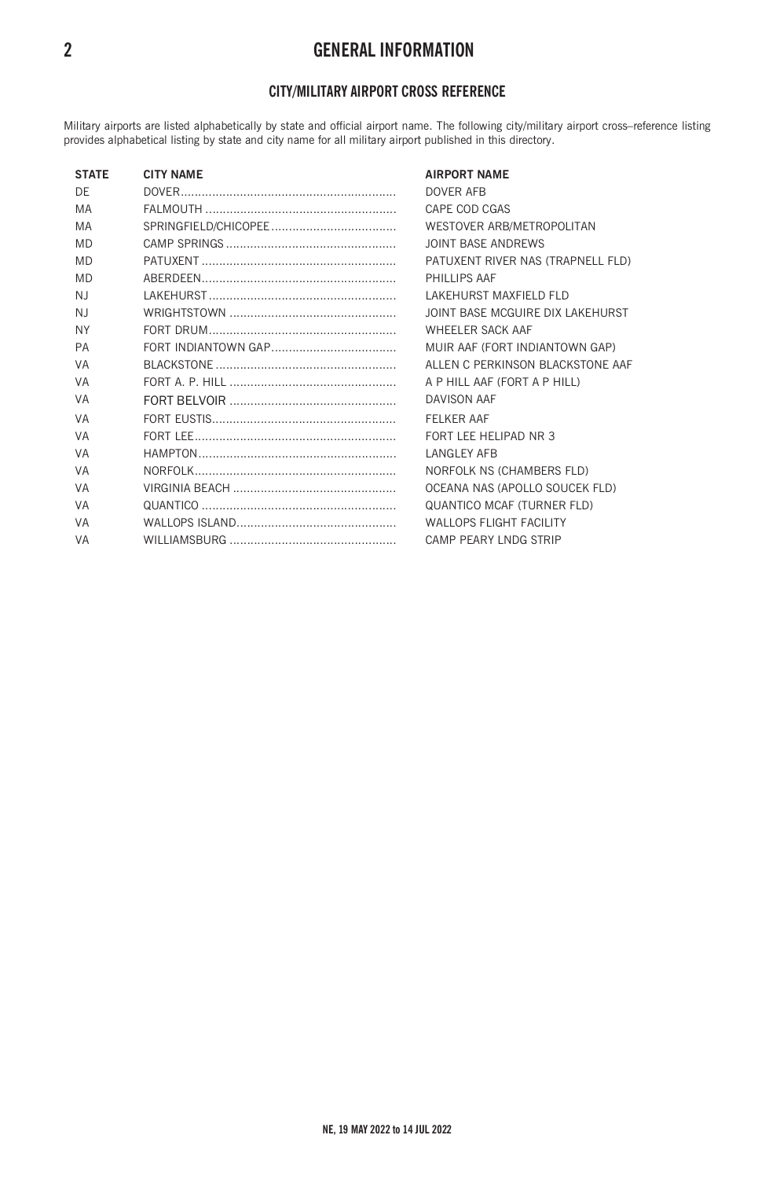# GENERAL INFORMATION

## CITY/MILITARY AIRPORT CROSS REFERENCE

Military airports are listed alphabetically by state and official airport name. The following city/military airport cross–reference listing provides alphabetical listing by state and city name for all military airport published in this directory.

| STATE | CITY NAME | AIRPORT NAME |
|---|---|---|
| DE | DOVER | DOVER AFB |
| MA | FALMOUTH | CAPE COD CGAS |
| MA | SPRINGFIELD/CHICOPEE | WESTOVER ARB/METROPOLITAN |
| MD | CAMP SPRINGS | JOINT BASE ANDREWS |
| MD | PATUXENT | PATUXENT RIVER NAS (TRAPNELL FLD) |
| MD | ABERDEEN | PHILLIPS AAF |
| NJ | LAKEHURST | LAKEHURST MAXFIELD FLD |
| NJ | WRIGHTSTOWN | JOINT BASE MCGUIRE DIX LAKEHURST |
| NY | FORT DRUM | WHEELER SACK AAF |
| PA | FORT INDIANTOWN GAP | MUIR AAF (FORT INDIANTOWN GAP) |
| VA | BLACKSTONE | ALLEN C PERKINSON BLACKSTONE AAF |
| VA | FORT A. P. HILL | A P HILL AAF (FORT A P HILL) |
| VA | FORT BELVOIR | DAVISON AAF |
| VA | FORT EUSTIS | FELKER AAF |
| VA | FORT LEE | FORT LEE HELIPAD NR 3 |
| VA | HAMPTON | LANGLEY AFB |
| VA | NORFOLK | NORFOLK NS (CHAMBERS FLD) |
| VA | VIRGINIA BEACH | OCEANA NAS (APOLLO SOUCEK FLD) |
| VA | QUANTICO | QUANTICO MCAF (TURNER FLD) |
| VA | WALLOPS ISLAND | WALLOPS FLIGHT FACILITY |
| VA | WILLIAMSBURG | CAMP PEARY LNDG STRIP |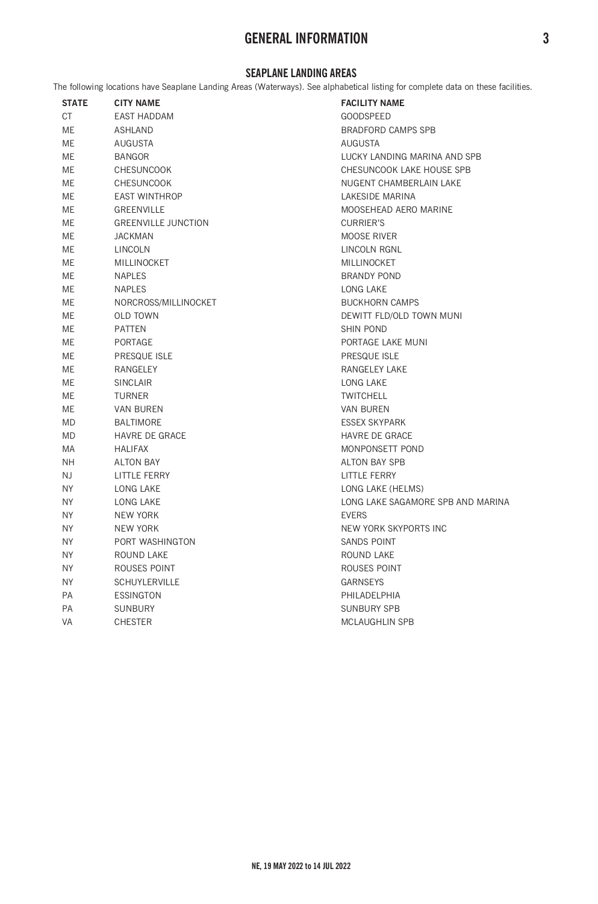# GENERAL INFORMATION

## SEAPLANE LANDING AREAS

The following locations have Seaplane Landing Areas (Waterways). See alphabetical listing for complete data on these facilities.

| STATE | CITY NAME | FACILITY NAME |
|---|---|---|
| CT | EAST HADDAM | GOODSPEED |
| ME | ASHLAND | BRADFORD CAMPS SPB |
| ME | AUGUSTA | AUGUSTA |
| ME | BANGOR | LUCKY LANDING MARINA AND SPB |
| ME | CHESUNCOOK | CHESUNCOOK LAKE HOUSE SPB |
| ME | CHESUNCOOK | NUGENT CHAMBERLAIN LAKE |
| ME | EAST WINTHROP | LAKESIDE MARINA |
| ME | GREENVILLE | MOOSEHEAD AERO MARINE |
| ME | GREENVILLE JUNCTION | CURRIER'S |
| ME | JACKMAN | MOOSE RIVER |
| ME | LINCOLN | LINCOLN RGNL |
| ME | MILLINOCKET | MILLINOCKET |
| ME | NAPLES | BRANDY POND |
| ME | NAPLES | LONG LAKE |
| ME | NORCROSS/MILLINOCKET | BUCKHORN CAMPS |
| ME | OLD TOWN | DEWITT FLD/OLD TOWN MUNI |
| ME | PATTEN | SHIN POND |
| ME | PORTAGE | PORTAGE LAKE MUNI |
| ME | PRESQUE ISLE | PRESQUE ISLE |
| ME | RANGELEY | RANGELEY LAKE |
| ME | SINCLAIR | LONG LAKE |
| ME | TURNER | TWITCHELL |
| ME | VAN BUREN | VAN BUREN |
| MD | BALTIMORE | ESSEX SKYPARK |
| MD | HAVRE DE GRACE | HAVRE DE GRACE |
| MA | HALIFAX | MONPONSETT POND |
| NH | ALTON BAY | ALTON BAY SPB |
| NJ | LITTLE FERRY | LITTLE FERRY |
| NY | LONG LAKE | LONG LAKE (HELMS) |
| NY | LONG LAKE | LONG LAKE SAGAMORE SPB AND MARINA |
| NY | NEW YORK | EVERS |
| NY | NEW YORK | NEW YORK SKYPORTS INC |
| NY | PORT WASHINGTON | SANDS POINT |
| NY | ROUND LAKE | ROUND LAKE |
| NY | ROUSES POINT | ROUSES POINT |
| NY | SCHUYLERVILLE | GARNSEYS |
| PA | ESSINGTON | PHILADELPHIA |
| PA | SUNBURY | SUNBURY SPB |
| VA | CHESTER | MCLAUGHLIN SPB |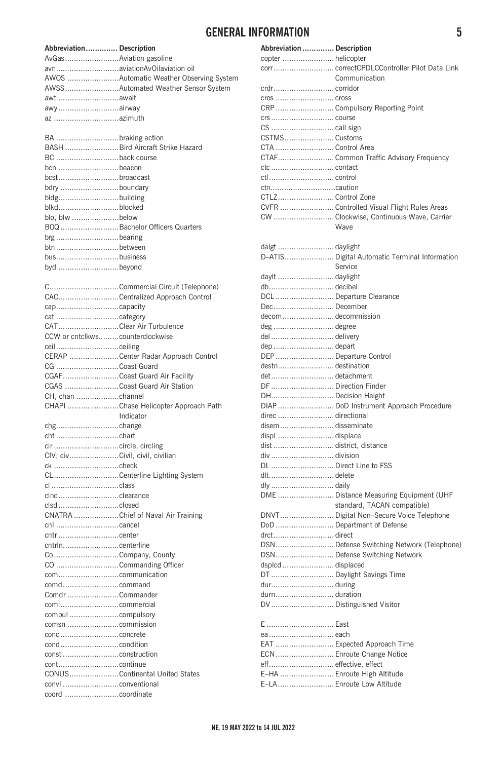## GENERAL INFORMATION

| Abbreviation | Description |
|---|---|
| AvGas | Aviation gasoline |
| avn | aviationAvOilaviation oil |
| AWOS | Automatic Weather Observing System |
| AWSS | Automated Weather Sensor System |
| awt | await |
| awy | airway |
| az | azimuth |
| BA | braking action |
| BASH | Bird Aircraft Strike Hazard |
| BC | back course |
| bcn | beacon |
| bcst | broadcast |
| bdry | boundary |
| bldg | building |
| blkd | blocked |
| blo, blw | below |
| BOQ | Bachelor Officers Quarters |
| brg | bearing |
| btn | between |
| bus | business |
| byd | beyond |
| C | Commercial Circuit (Telephone) |
| CAC | Centralized Approach Control |
| cap | capacity |
| cat | category |
| CAT | Clear Air Turbulence |
| CCW or cntclkws | counterclockwise |
| ceil | ceiling |
| CERAP | Center Radar Approach Control |
| CG | Coast Guard |
| CGAF | Coast Guard Air Facility |
| CGAS | Coast Guard Air Station |
| CH, chan | channel |
| CHAPI | Chase Helicopter Approach Path Indicator |
| chg | change |
| cht | chart |
| cir | circle, circling |
| CIV, civ | Civil, civil, civilian |
| ck | check |
| CL | Centerline Lighting System |
| cl | class |
| clnc | clearance |
| clsd | closed |
| CNATRA | Chief of Naval Air Training |
| cnl | cancel |
| cntr | center |
| cntrln | centerline |
| Co | Company, County |
| CO | Commanding Officer |
| com | communication |
| comd | command |
| Comdr | Commander |
| coml | commercial |
| compul | compulsory |
| comsn | commission |
| conc | concrete |
| cond | condition |
| const | construction |
| cont | continue |
| CONUS | Continental United States |
| convl | conventional |
| coord | coordinate |

| Abbreviation | Description |
|---|---|
| copter | helicopter |
| corr | correctCPDLCController Pilot Data Link Communication |
| crdr | corridor |
| cros | cross |
| CRP | Compulsory Reporting Point |
| crs | course |
| CS | call sign |
| CSTMS | Customs |
| CTA | Control Area |
| CTAF | Common Traffic Advisory Frequency |
| ctc | contact |
| ctl | control |
| ctn | caution |
| CTLZ | Control Zone |
| CVFR | Controlled Visual Flight Rules Areas |
| CW | Clockwise, Continuous Wave, Carrier Wave |
| dalgt | daylight |
| D–ATIS | Digital Automatic Terminal Information Service |
| daylt | daylight |
| db | decibel |
| DCL | Departure Clearance |
| Dec | December |
| decom | decommission |
| deg | degree |
| del | delivery |
| dep | depart |
| DEP | Departure Control |
| destn | destination |
| det | detachment |
| DF | Direction Finder |
| DH | Decision Height |
| DIAP | DoD Instrument Approach Procedure |
| direc | directional |
| disem | disseminate |
| displ | displace |
| dist | district, distance |
| div | division |
| DL | Direct Line to FSS |
| dlt | delete |
| dly | daily |
| DME | Distance Measuring Equipment (UHF standard, TACAN compatible) |
| DNVT | Digital Non–Secure Voice Telephone |
| DoD | Department of Defense |
| drct | direct |
| DSN | Defense Switching Network (Telephone) |
| DSN | Defense Switching Network |
| dsplcd | displaced |
| DT | Daylight Savings Time |
| dur | during |
| durn | duration |
| DV | Distinguished Visitor |
| E | East |
| ea | each |
| EAT | Expected Approach Time |
| ECN | Enroute Change Notice |
| eff | effective, effect |
| E–HA | Enroute High Altitude |
| E–LA | Enroute Low Altitude |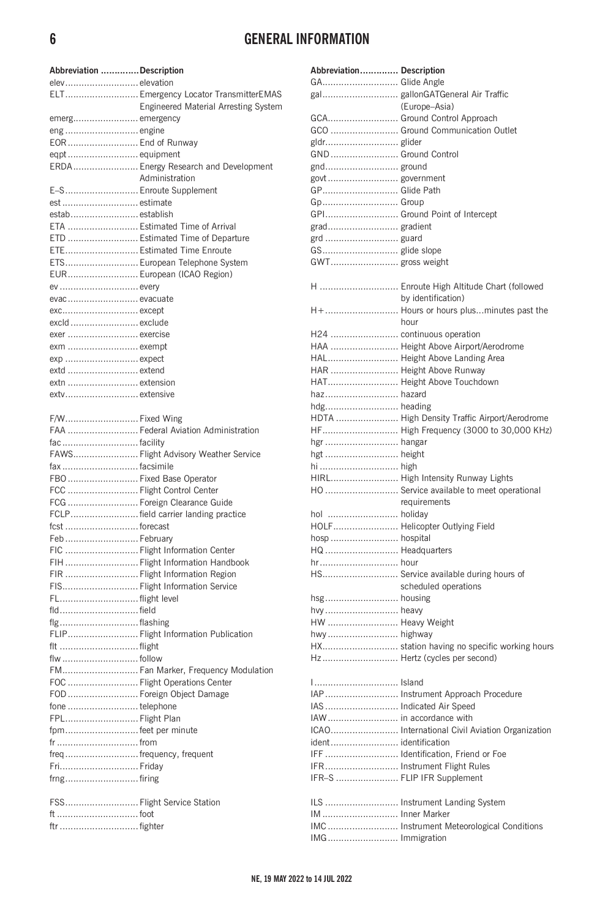# GENERAL INFORMATION

| Abbreviation | Description |
|---|---|
| elev | elevation |
| ELT | Emergency Locator TransmitterEMAS Engineered Material Arresting System |
| emerg | emergency |
| eng | engine |
| EOR | End of Runway |
| eqpt | equipment |
| ERDA | Energy Research and Development Administration |
| E–S | Enroute Supplement |
| est | estimate |
| estab | establish |
| ETA | Estimated Time of Arrival |
| ETD | Estimated Time of Departure |
| ETE | Estimated Time Enroute |
| ETS | European Telephone System |
| EUR | European (ICAO Region) |
| ev | every |
| evac | evacuate |
| exc | except |
| excld | exclude |
| exer | exercise |
| exm | exempt |
| exp | expect |
| extd | extend |
| extn | extension |
| extv | extensive |
| F/W | Fixed Wing |
| FAA | Federal Aviation Administration |
| fac | facility |
| FAWS | Flight Advisory Weather Service |
| fax | facsimile |
| FBO | Fixed Base Operator |
| FCC | Flight Control Center |
| FCG | Foreign Clearance Guide |
| FCLP | field carrier landing practice |
| fcst | forecast |
| Feb | February |
| FIC | Flight Information Center |
| FIH | Flight Information Handbook |
| FIR | Flight Information Region |
| FIS | Flight Information Service |
| FL | flight level |
| fld | field |
| flg | flashing |
| FLIP | Flight Information Publication |
| flt | flight |
| flw | follow |
| FM | Fan Marker, Frequency Modulation |
| FOC | Flight Operations Center |
| FOD | Foreign Object Damage |
| fone | telephone |
| FPL | Flight Plan |
| fpm | feet per minute |
| fr | from |
| freq | frequency, frequent |
| Fri | Friday |
| frng | firing |
| FSS | Flight Service Station |
| ft | foot |
| ftr | fighter |

| Abbreviation | Description |
|---|---|
| GA | Glide Angle |
| gal | gallonGATGeneral Air Traffic (Europe–Asia) |
| GCA | Ground Control Approach |
| GCO | Ground Communication Outlet |
| gldr | glider |
| GND | Ground Control |
| gnd | ground |
| govt | government |
| GP | Glide Path |
| Gp | Group |
| GPI | Ground Point of Intercept |
| grad | gradient |
| grd | guard |
| GS | glide slope |
| GWT | gross weight |
| H | Enroute High Altitude Chart (followed by identification) |
| H+ | Hours or hours plus...minutes past the hour |
| H24 | continuous operation |
| HAA | Height Above Airport/Aerodrome |
| HAL | Height Above Landing Area |
| HAR | Height Above Runway |
| HAT | Height Above Touchdown |
| haz | hazard |
| hdg | heading |
| HDTA | High Density Traffic Airport/Aerodrome |
| HF | High Frequency (3000 to 30,000 KHz) |
| hgr | hangar |
| hgt | height |
| hi | high |
| HIRL | High Intensity Runway Lights |
| HO | Service available to meet operational requirements |
| hol | holiday |
| HOLF | Helicopter Outlying Field |
| hosp | hospital |
| HQ | Headquarters |
| hr | hour |
| HS | Service available during hours of scheduled operations |
| hsg | housing |
| hvy | heavy |
| HW | Heavy Weight |
| hwy | highway |
| HX | station having no specific working hours |
| Hz | Hertz (cycles per second) |
| I | Island |
| IAP | Instrument Approach Procedure |
| IAS | Indicated Air Speed |
| IAW | in accordance with |
| ICAO | International Civil Aviation Organization |
| ident | identification |
| IFF | Identification, Friend or Foe |
| IFR | Instrument Flight Rules |
| IFR–S | FLIP IFR Supplement |
| ILS | Instrument Landing System |
| IM | Inner Marker |
| IMC | Instrument Meteorological Conditions |
| IMG | Immigration |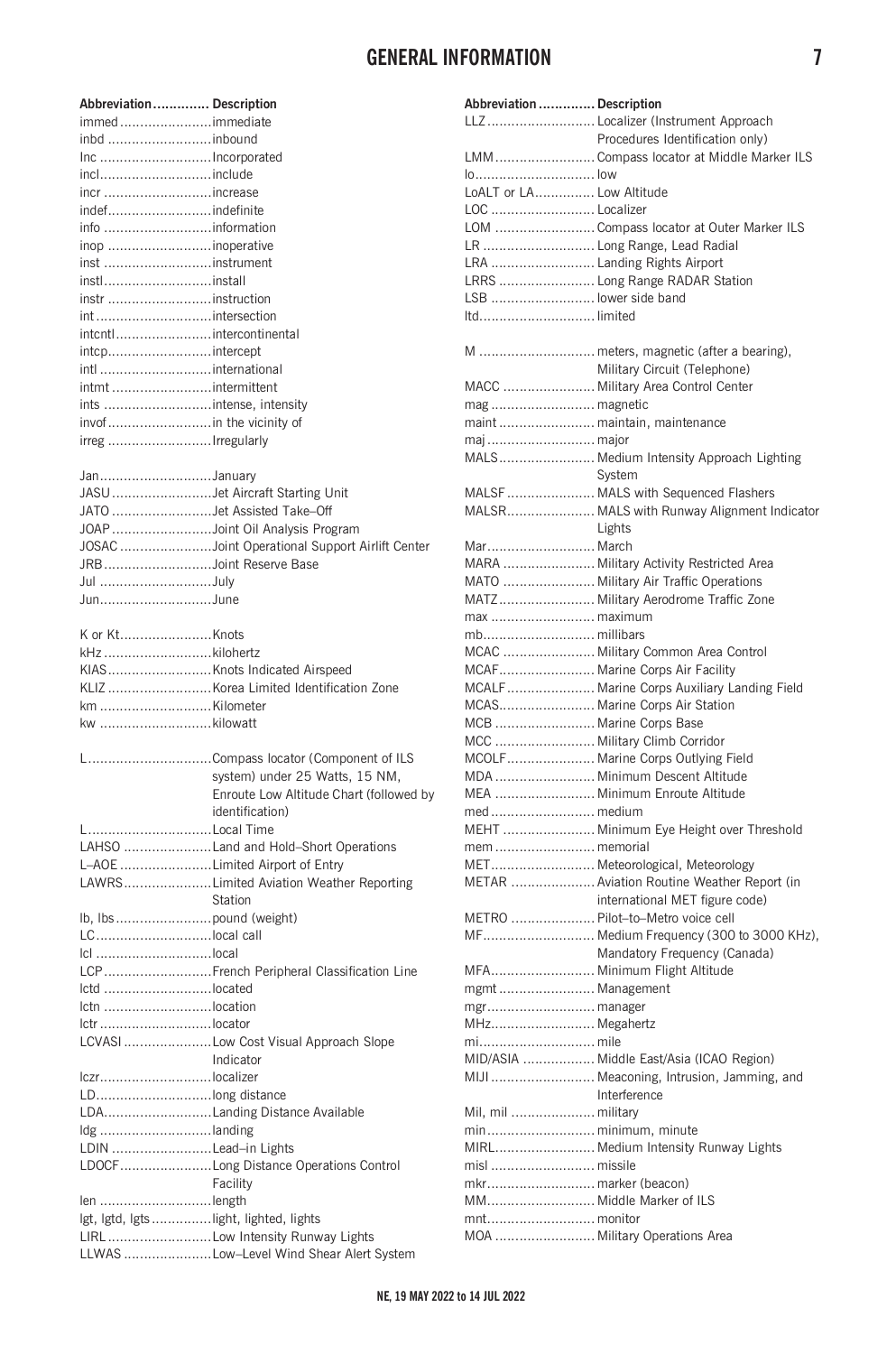| Abbreviation | Description |
|---|---|
| immed | immediate |
| inbd | inbound |
| Inc | Incorporated |
| incl | include |
| incr | increase |
| indef | indefinite |
| info | information |
| inop | inoperative |
| inst | instrument |
| instl | install |
| instr | instruction |
| int | intersection |
| intcntl | intercontinental |
| intcp | intercept |
| intl | international |
| intmt | intermittent |
| ints | intense, intensity |
| invof | in the vicinity of |
| irreg | Irregularly |
| | |
| Jan | January |
| JASU | Jet Aircraft Starting Unit |
| JATO | Jet Assisted Take–Off |
| JOAP | Joint Oil Analysis Program |
| JOSAC | Joint Operational Support Airlift Center |
| JRB | Joint Reserve Base |
| Jul | July |
| Jun | June |
| | |
| K or Kt | Knots |
| kHz | kilohertz |
| KIAS | Knots Indicated Airspeed |
| KLIZ | Korea Limited Identification Zone |
| km | Kilometer |
| kw | kilowatt |
| | |
| L | Compass locator (Component of ILS system) under 25 Watts, 15 NM, Enroute Low Altitude Chart (followed by identification) |
| L | Local Time |
| LAHSO | Land and Hold–Short Operations |
| L–AOE | Limited Airport of Entry |
| LAWRS | Limited Aviation Weather Reporting Station |
| lb, lbs | pound (weight) |
| LC | local call |
| lcl | local |
| LCP | French Peripheral Classification Line |
| lctd | located |
| lctn | location |
| lctr | locator |
| LCVASI | Low Cost Visual Approach Slope Indicator |
| lczr | localizer |
| LD | long distance |
| LDA | Landing Distance Available |
| ldg | landing |
| LDIN | Lead–in Lights |
| LDOCF | Long Distance Operations Control Facility |
| len | length |
| lgt, lgtd, lgts | light, lighted, lights |
| LIRL | Low Intensity Runway Lights |
| LLWAS | Low–Level Wind Shear Alert System |

| Abbreviation | Description |
|---|---|
| LLZ | Localizer (Instrument Approach Procedures Identification only) |
| LMM | Compass locator at Middle Marker ILS |
| lo | low |
| LoALT or LA | Low Altitude |
| LOC | Localizer |
| LOM | Compass locator at Outer Marker ILS |
| LR | Long Range, Lead Radial |
| LRA | Landing Rights Airport |
| LRRS | Long Range RADAR Station |
| LSB | lower side band |
| ltd | limited |
| | |
| M | meters, magnetic (after a bearing), Military Circuit (Telephone) |
| MACC | Military Area Control Center |
| mag | magnetic |
| maint | maintain, maintenance |
| maj | major |
| MALS | Medium Intensity Approach Lighting System |
| MALSF | MALS with Sequenced Flashers |
| MALSR | MALS with Runway Alignment Indicator Lights |
| Mar | March |
| MARA | Military Activity Restricted Area |
| MATO | Military Air Traffic Operations |
| MATZ | Military Aerodrome Traffic Zone |
| max | maximum |
| mb | millibars |
| MCAC | Military Common Area Control |
| MCAF | Marine Corps Air Facility |
| MCALF | Marine Corps Auxiliary Landing Field |
| MCAS | Marine Corps Air Station |
| MCB | Marine Corps Base |
| MCC | Military Climb Corridor |
| MCOLF | Marine Corps Outlying Field |
| MDA | Minimum Descent Altitude |
| MEA | Minimum Enroute Altitude |
| med | medium |
| MEHT | Minimum Eye Height over Threshold |
| mem | memorial |
| MET | Meteorological, Meteorology |
| METAR | Aviation Routine Weather Report (in international MET figure code) |
| METRO | Pilot–to–Metro voice cell |
| MF | Medium Frequency (300 to 3000 KHz), Mandatory Frequency (Canada) |
| MFA | Minimum Flight Altitude |
| mgmt | Management |
| mgr | manager |
| MHz | Megahertz |
| mi | mile |
| MID/ASIA | Middle East/Asia (ICAO Region) |
| MIJI | Meaconing, Intrusion, Jamming, and Interference |
| Mil, mil | military |
| min | minimum, minute |
| MIRL | Medium Intensity Runway Lights |
| misl | missile |
| mkr | marker (beacon) |
| MM | Middle Marker of ILS |
| mnt | monitor |
| MOA | Military Operations Area |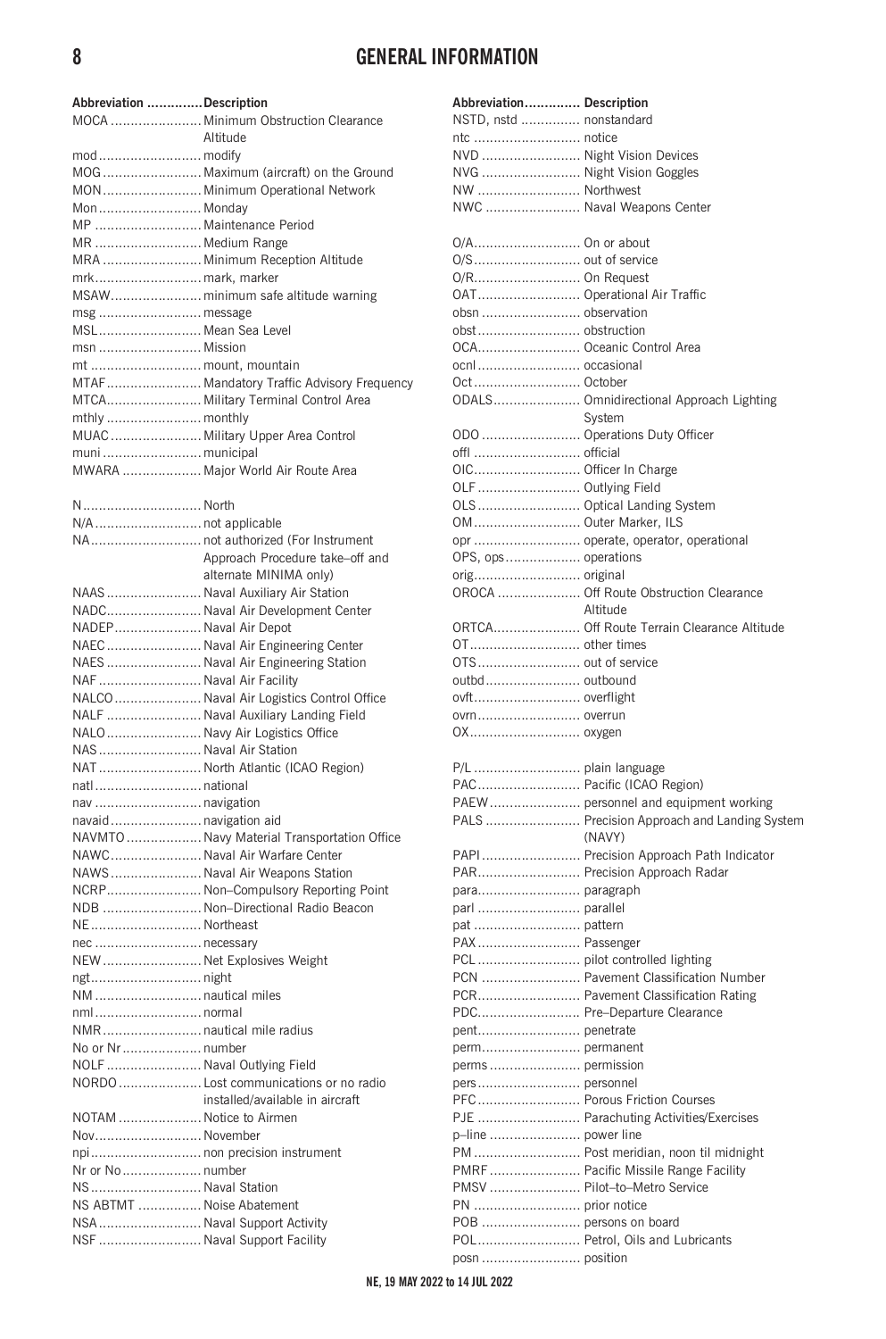# GENERAL INFORMATION

| Abbreviation | Description |
|---|---|
| MOCA | Minimum Obstruction Clearance Altitude |
| mod | modify |
| MOG | Maximum (aircraft) on the Ground |
| MON | Minimum Operational Network |
| Mon | Monday |
| MP | Maintenance Period |
| MR | Medium Range |
| MRA | Minimum Reception Altitude |
| mrk | mark, marker |
| MSAW | minimum safe altitude warning |
| msg | message |
| MSL | Mean Sea Level |
| msn | Mission |
| mt | mount, mountain |
| MTAF | Mandatory Traffic Advisory Frequency |
| MTCA | Military Terminal Control Area |
| mthly | monthly |
| MUAC | Military Upper Area Control |
| muni | municipal |
| MWARA | Major World Air Route Area |
| N | North |
| N/A | not applicable |
| NA | not authorized (For Instrument Approach Procedure take–off and alternate MINIMA only) |
| NAAS | Naval Auxiliary Air Station |
| NADC | Naval Air Development Center |
| NADEP | Naval Air Depot |
| NAEC | Naval Air Engineering Center |
| NAES | Naval Air Engineering Station |
| NAF | Naval Air Facility |
| NALCO | Naval Air Logistics Control Office |
| NALF | Naval Auxiliary Landing Field |
| NALO | Navy Air Logistics Office |
| NAS | Naval Air Station |
| NAT | North Atlantic (ICAO Region) |
| natl | national |
| nav | navigation |
| navaid | navigation aid |
| NAVMTO | Navy Material Transportation Office |
| NAWC | Naval Air Warfare Center |
| NAWS | Naval Air Weapons Station |
| NCRP | Non–Compulsory Reporting Point |
| NDB | Non–Directional Radio Beacon |
| NE | Northeast |
| nec | necessary |
| NEW | Net Explosives Weight |
| ngt | night |
| NM | nautical miles |
| nml | normal |
| NMR | nautical mile radius |
| No or Nr | number |
| NOLF | Naval Outlying Field |
| NORDO | Lost communications or no radio installed/available in aircraft |
| NOTAM | Notice to Airmen |
| Nov | November |
| npi | non precision instrument |
| Nr or No | number |
| NS | Naval Station |
| NS ABTMT | Noise Abatement |
| NSA | Naval Support Activity |
| NSF | Naval Support Facility |

| Abbreviation | Description |
|---|---|
| NSTD, nstd | nonstandard |
| ntc | notice |
| NVD | Night Vision Devices |
| NVG | Night Vision Goggles |
| NW | Northwest |
| NWC | Naval Weapons Center |
| O/A | On or about |
| O/S | out of service |
| O/R | On Request |
| OAT | Operational Air Traffic |
| obsn | observation |
| obst | obstruction |
| OCA | Oceanic Control Area |
| ocnl | occasional |
| Oct | October |
| ODALS | Omnidirectional Approach Lighting System |
| ODO | Operations Duty Officer |
| offl | official |
| OIC | Officer In Charge |
| OLF | Outlying Field |
| OLS | Optical Landing System |
| OM | Outer Marker, ILS |
| opr | operate, operator, operational |
| OPS, ops | operations |
| orig | original |
| OROCA | Off Route Obstruction Clearance Altitude |
| ORTCA | Off Route Terrain Clearance Altitude |
| OT | other times |
| OTS | out of service |
| outbd | outbound |
| ovft | overflight |
| ovrn | overrun |
| OX | oxygen |
| P/L | plain language |
| PAC | Pacific (ICAO Region) |
| PAEW | personnel and equipment working |
| PALS | Precision Approach and Landing System (NAVY) |
| PAPI | Precision Approach Path Indicator |
| PAR | Precision Approach Radar |
| para | paragraph |
| parl | parallel |
| pat | pattern |
| PAX | Passenger |
| PCL | pilot controlled lighting |
| PCN | Pavement Classification Number |
| PCR | Pavement Classification Rating |
| PDC | Pre–Departure Clearance |
| pent | penetrate |
| perm | permanent |
| perms | permission |
| pers | personnel |
| PFC | Porous Friction Courses |
| PJE | Parachuting Activities/Exercises |
| p–line | power line |
| PM | Post meridian, noon til midnight |
| PMRF | Pacific Missile Range Facility |
| PMSV | Pilot–to–Metro Service |
| PN | prior notice |
| POB | persons on board |
| POL | Petrol, Oils and Lubricants |
| posn | position |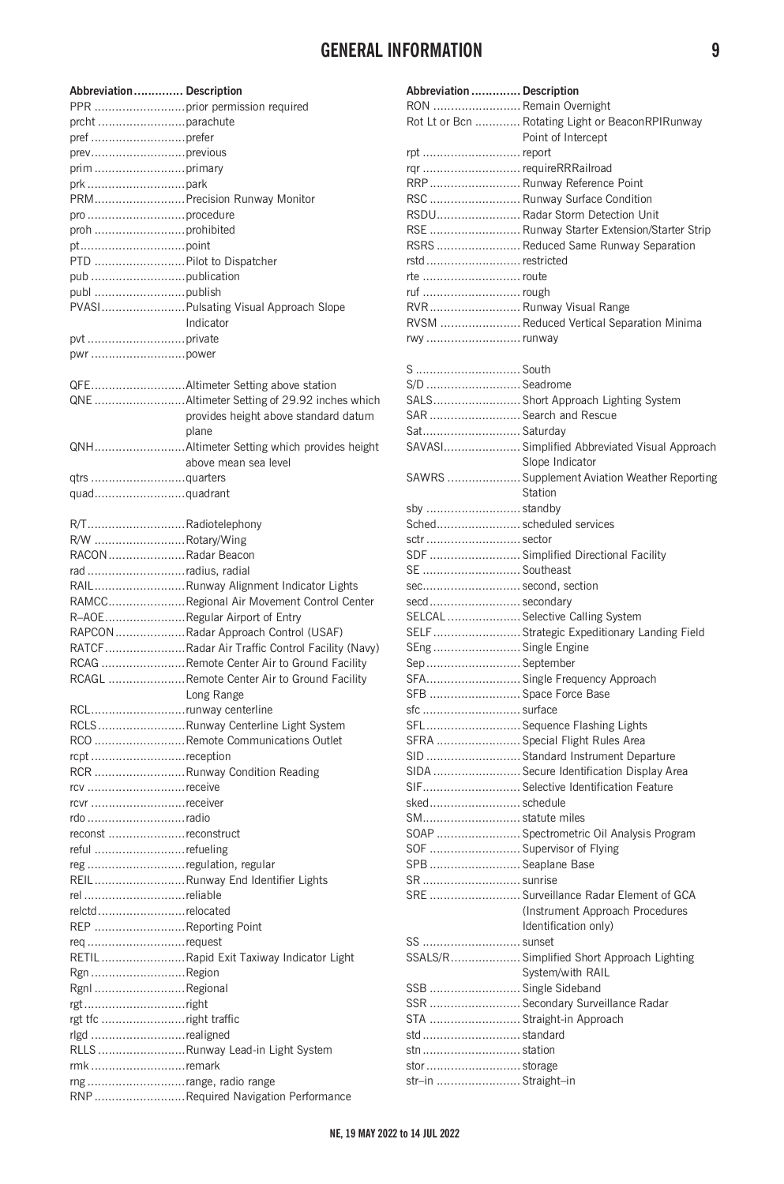| Abbreviation | Description |
| --- | --- |
| PPR | prior permission required |
| prcht | parachute |
| pref | prefer |
| prev | previous |
| prim | primary |
| prk | park |
| PRM | Precision Runway Monitor |
| pro | procedure |
| proh | prohibited |
| pt | point |
| PTD | Pilot to Dispatcher |
| pub | publication |
| publ | publish |
| PVASI | Pulsating Visual Approach Slope Indicator |
| pvt | private |
| pwr | power |
| | |
| QFE | Altimeter Setting above station |
| QNE | Altimeter Setting of 29.92 inches which provides height above standard datum plane |
| QNH | Altimeter Setting which provides height above mean sea level |
| qtrs | quarters |
| quad | quadrant |
| | |
| R/T | Radiotelephony |
| R/W | Rotary/Wing |
| RACON | Radar Beacon |
| rad | radius, radial |
| RAIL | Runway Alignment Indicator Lights |
| RAMCC | Regional Air Movement Control Center |
| R–AOE | Regular Airport of Entry |
| RAPCON | Radar Approach Control (USAF) |
| RATCF | Radar Air Traffic Control Facility (Navy) |
| RCAG | Remote Center Air to Ground Facility |
| RCAGL | Remote Center Air to Ground Facility Long Range |
| RCL | runway centerline |
| RCLS | Runway Centerline Light System |
| RCO | Remote Communications Outlet |
| rcpt | reception |
| RCR | Runway Condition Reading |
| rcv | receive |
| rcvr | receiver |
| rdo | radio |
| reconst | reconstruct |
| reful | refueling |
| reg | regulation, regular |
| REIL | Runway End Identifier Lights |
| rel | reliable |
| relctd | relocated |
| REP | Reporting Point |
| req | request |
| RETIL | Rapid Exit Taxiway Indicator Light |
| Rgn | Region |
| Rgnl | Regional |
| rgt | right |
| rgt tfc | right traffic |
| rlgd | realigned |
| RLLS | Runway Lead-in Light System |
| rmk | remark |
| rng | range, radio range |
| RNP | Required Navigation Performance |
| RON | Remain Overnight |
| Rot Lt or Bcn | Rotating Light or BeaconRPIRunway Point of Intercept |
| rpt | report |
| rqr | requireRRRailroad |
| RRP | Runway Reference Point |
| RSC | Runway Surface Condition |
| RSDU | Radar Storm Detection Unit |
| RSE | Runway Starter Extension/Starter Strip |
| RSRS | Reduced Same Runway Separation |
| rstd | restricted |
| rte | route |
| ruf | rough |
| RVR | Runway Visual Range |
| RVSM | Reduced Vertical Separation Minima |
| rwy | runway |
| | |
| S | South |
| S/D | Seadrome |
| SALS | Short Approach Lighting System |
| SAR | Search and Rescue |
| Sat | Saturday |
| SAVASI | Simplified Abbreviated Visual Approach Slope Indicator |
| SAWRS | Supplement Aviation Weather Reporting Station |
| sby | standby |
| Sched | scheduled services |
| sctr | sector |
| SDF | Simplified Directional Facility |
| SE | Southeast |
| sec | second, section |
| secd | secondary |
| SELCAL | Selective Calling System |
| SELF | Strategic Expeditionary Landing Field |
| SEng | Single Engine |
| Sep | September |
| SFA | Single Frequency Approach |
| SFB | Space Force Base |
| sfc | surface |
| SFL | Sequence Flashing Lights |
| SFRA | Special Flight Rules Area |
| SID | Standard Instrument Departure |
| SIDA | Secure Identification Display Area |
| SIF | Selective Identification Feature |
| sked | schedule |
| SM | statute miles |
| SOAP | Spectrometric Oil Analysis Program |
| SOF | Supervisor of Flying |
| SPB | Seaplane Base |
| SR | sunrise |
| SRE | Surveillance Radar Element of GCA (Instrument Approach Procedures Identification only) |
| SS | sunset |
| SSALS/R | Simplified Short Approach Lighting System/with RAIL |
| SSB | Single Sideband |
| SSR | Secondary Surveillance Radar |
| STA | Straight-in Approach |
| std | standard |
| stn | station |
| stor | storage |
| str–in | Straight–in |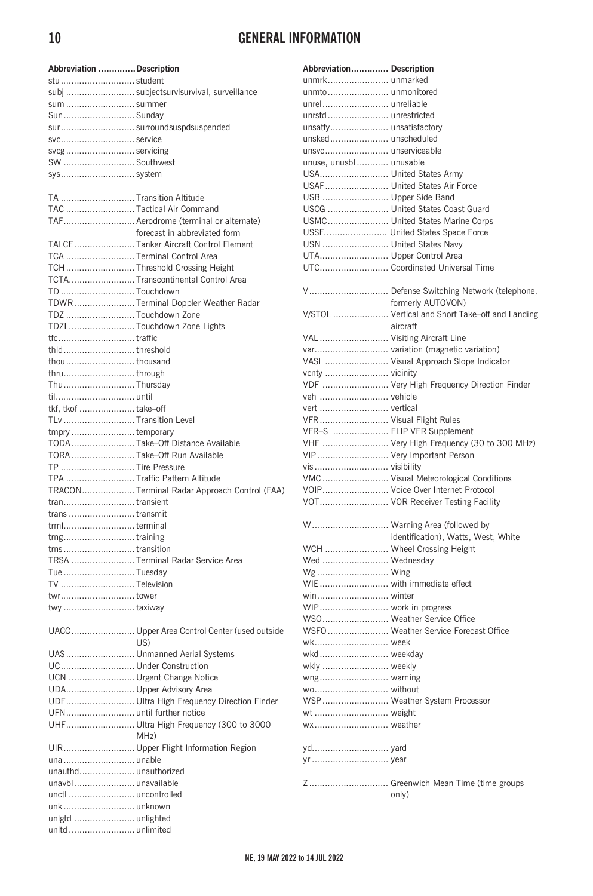| Abbreviation | Description |
|---|---|
| stu | student |
| subj | subjectsurvlsurvival, surveillance |
| sum | summer |
| Sun | Sunday |
| sur | surroundsuspdsuspended |
| svc | service |
| svcg | servicing |
| SW | Southwest |
| sys | system |
| TA | Transition Altitude |
| TAC | Tactical Air Command |
| TAF | Aerodrome (terminal or alternate) forecast in abbreviated form |
| TALCE | Tanker Aircraft Control Element |
| TCA | Terminal Control Area |
| TCH | Threshold Crossing Height |
| TCTA | Transcontinental Control Area |
| TD | Touchdown |
| TDWR | Terminal Doppler Weather Radar |
| TDZ | Touchdown Zone |
| TDZL | Touchdown Zone Lights |
| tfc | traffic |
| thld | threshold |
| thou | thousand |
| thru | through |
| Thu | Thursday |
| til | until |
| tkf, tkof | take–off |
| TLv | Transition Level |
| tmpry | temporary |
| TODA | Take–Off Distance Available |
| TORA | Take–Off Run Available |
| TP | Tire Pressure |
| TPA | Traffic Pattern Altitude |
| TRACON | Terminal Radar Approach Control (FAA) |
| tran | transient |
| trans | transmit |
| trml | terminal |
| trng | training |
| trns | transition |
| TRSA | Terminal Radar Service Area |
| Tue | Tuesday |
| TV | Television |
| twr | tower |
| twy | taxiway |
| UACC | Upper Area Control Center (used outside US) |
| UAS | Unmanned Aerial Systems |
| UC | Under Construction |
| UCN | Urgent Change Notice |
| UDA | Upper Advisory Area |
| UDF | Ultra High Frequency Direction Finder |
| UFN | until further notice |
| UHF | Ultra High Frequency (300 to 3000 MHz) |
| UIR | Upper Flight Information Region |
| una | unable |
| unauthd | unauthorized |
| unavbl | unavailable |
| unctl | uncontrolled |
| unk | unknown |
| unlgtd | unlighted |
| unltd | unlimited |
| unmrk | unmarked |
| unmto | unmonitored |
| unrel | unreliable |
| unrstd | unrestricted |
| unsatfy | unsatisfactory |
| unsked | unscheduled |
| unsvc | unserviceable |
| unuse, unusbl | unusable |
| USA | United States Army |
| USAF | United States Air Force |
| USB | Upper Side Band |
| USCG | United States Coast Guard |
| USMC | United States Marine Corps |
| USSF | United States Space Force |
| USN | United States Navy |
| UTA | Upper Control Area |
| UTC | Coordinated Universal Time |
| V | Defense Switching Network (telephone, formerly AUTOVON) |
| V/STOL | Vertical and Short Take–off and Landing aircraft |
| VAL | Visiting Aircraft Line |
| var | variation (magnetic variation) |
| VASI | Visual Approach Slope Indicator |
| vcnty | vicinity |
| VDF | Very High Frequency Direction Finder |
| veh | vehicle |
| vert | vertical |
| VFR | Visual Flight Rules |
| VFR–S | FLIP VFR Supplement |
| VHF | Very High Frequency (30 to 300 MHz) |
| VIP | Very Important Person |
| vis | visibility |
| VMC | Visual Meteorological Conditions |
| VOIP | Voice Over Internet Protocol |
| VOT | VOR Receiver Testing Facility |
| W | Warning Area (followed by identification), Watts, West, White |
| WCH | Wheel Crossing Height |
| Wed | Wednesday |
| Wg | Wing |
| WIE | with immediate effect |
| win | winter |
| WIP | work in progress |
| WSO | Weather Service Office |
| WSFO | Weather Service Forecast Office |
| wk | week |
| wkd | weekday |
| wkly | weekly |
| wng | warning |
| wo | without |
| WSP | Weather System Processor |
| wt | weight |
| wx | weather |
| yd | yard |
| yr | year |
| Z | Greenwich Mean Time (time groups only) |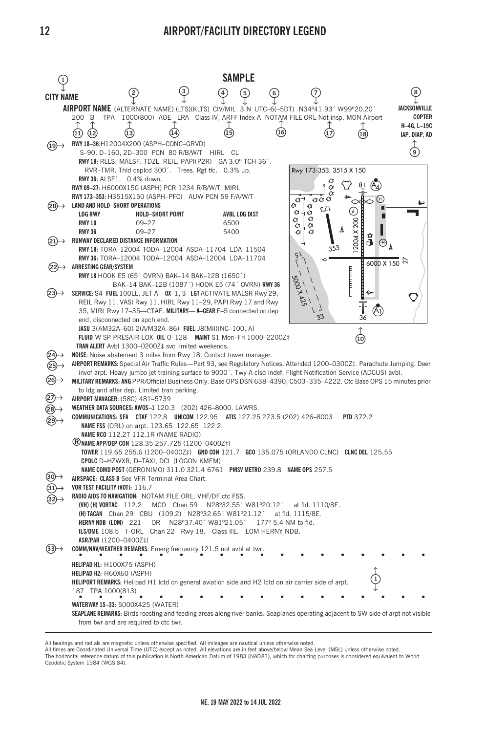# AIRPORT/FACILITY DIRECTORY LEGEND

## SAMPLE

(1) **CITY NAME**

**AIRPORT NAME** (ALTERNATE NAME) (LTS)(KLTS) CIV/MIL 3 N UTC–6(–5DT) N34°41.93´ W99°20.20´ — **JACKSONVILLE** (8)
(2) (3) (4) (5) (6) (7)

200 B TPA—1000(800) AOE LRA Class IV, ARFF Index A NOTAM FILE ORL Not insp. MON Airport — **COPTER**, **H–4G, L–19C**, **IAP, DIAP, AD** (9)
(11) (12) (13) (14) (15) (16) (17) (18)

(19) **RWY 18–36:** H12004X200 (ASPH–CONC–GRVD)
S–90, D–160, 2D–300 PCN 80 R/B/W/T HIRL CL
**RWY 18:** RLLS. MALSF. TDZL. REIL. PAPI(P2R)—GA 3.0° TCH 36´.
RVR–TMR. Thld dsplcd 300´. Trees. Rgt tfc. 0.3% up.
**RWY 36:** ALSF1. 0.4% down.
**RWY 09–27:** H6000X150 (ASPH) PCR 1234 R/B/W/T MIRL
**RWY 173–353:** H3515X150 (ASPH–PFC) AUW PCN 59 F/A/W/T

(20) **LAND AND HOLD–SHORT OPERATIONS**

| LDG RWY | HOLD–SHORT POINT | AVBL LDG DIST |
|---|---|---|
| RWY 18 | 09–27 | 6500 |
| RWY 36 | 09–27 | 5400 |

(21) **RUNWAY DECLARED DISTANCE INFORMATION**
**RWY 18:** TORA–12004 TODA–12004 ASDA–11704 LDA–11504
**RWY 36:** TORA–12004 TODA–12004 ASDA–12004 LDA–11704

(22) **ARRESTING GEAR/SYSTEM**
**RWY 18** HOOK E5 (65´ OVRN) BAK–14 BAK–12B (1650´)
BAK–14 BAK–12B (1087´) HOOK E5 (74´ OVRN) **RWY 36**

(23) **SERVICE:** S4 **FUEL** 100LL, JET A **OX** 1, 3 **LGT** ACTIVATE MALSR Rwy 29, REIL Rwy 11, VASI Rwy 11, HIRL Rwy 11–29, PAPI Rwy 17 and Rwy 35, MIRL Rwy 17–35—CTAF. **MILITARY— A–GEAR** E–5 connected on dep end, disconnected on apch end.
**JASU** 3(AM32A–60) 2(A/M32A–86) **FUEL** J8(Mil)(NC–100, A)
**FLUID** W SP PRESAIR LOX **OIL** O–128 **MAINT** S1 Mon–Fri 1000–2200Z‡
**TRAN ALERT** Avbl 1300–0200Z‡ svc limited weekends.

(10)

(24) **NOISE:** Noise abatement 3 miles from Rwy 18. Contact tower manager.

(25) **AIRPORT REMARKS:** Special Air Traffic Rules—Part 93, see Regulatory Notices. Attended 1200–0300Z‡. Parachute Jumping. Deer invof arpt. Heavy jumbo jet training surface to 9000´. Twy A clsd indef. Flight Notification Service (ADCUS) avbl.

(26) **MILITARY REMARKS: ANG** PPR/Official Business Only. Base OPS DSN 638–4390, C503–335–4222. Ctc Base OPS 15 minutes prior to ldg and after dep. Limited tran parking.

(27) **AIRPORT MANAGER:** (580) 481–5739

(28) **WEATHER DATA SOURCES: AWOS–1** 120.3 (202) 426–8000. LAWRS.

(29) **COMMUNICATIONS: SFA CTAF** 122.8 **UNICOM** 122.95 **ATIS** 127.25 273.5 (202) 426–8003 **PTD** 372.2
**NAME FSS** (ORL) on arpt. 123.65 122.65 122.2
**NAME RCO** 112.2T 112.1R (NAME RADIO)
® **NAME APP/DEP CON** 128.35 257.725 (1200–0400Z‡)
**TOWER** 119.65 255.6 (1200–0400Z‡) **GND CON** 121.7 **GCO** 135.075 (ORLANDO CLNC) **CLNC DEL** 125.55
**CPDLC** D–HZWXR, D–TAXI, DCL (LOGON KMEM)
**NAME COMD POST** (GERONIMO) 311.0 321.4 6761 **PMSV METRO** 239.8 **NAME OPS** 257.5

(30) **AIRSPACE: CLASS B** See VFR Terminal Area Chart.

(31) **VOR TEST FACILITY (VOT):** 116.7

(32) **RADIO AIDS TO NAVIGATION:** NOTAM FILE ORL. VHF/DF ctc FSS.
**(VH) (H) VORTAC** 112.2 MCO Chan 59 N28°32.55´ W81°20.12´ at fld. 1110/8E.
**(H) TACAN** Chan 29 CBU (109.2) N28°32.65´ W81°21.12´ at fld. 1115/8E.
**HERNY NDB (LOM)** 221 OR N28°37.40´ W81°21.05´ 177° 5.4 NM to fld.
**ILS/DME** 108.5 I–ORL Chan 22 Rwy 18. Class IIE. LOM HERNY NDB.
**ASR/PAR** (1200–0400Z‡)

(33) **COMM/NAV/WEATHER REMARKS:** Emerg frequency 121.5 not avbl at twr.

**HELIPAD H1:** H100X75 (ASPH)
**HELIPAD H2:** H60X60 (ASPH)
**HELIPORT REMARKS:** Helipad H1 lctd on general aviation side and H2 lctd on air carrier side of arpt. (1)
187 TPA 1000(813)

**WATERWAY 15–33:** 5000X425 (WATER)
**SEAPLANE REMARKS:** Birds roosting and feeding areas along river banks. Seaplanes operating adjacent to SW side of arpt not visible from twr and are required to ctc twr.

Diagram labels: Rwy 173-353: 3515 X 150; 12004 X 200; 6000 X 150; 5000 X 425; 173; 353; 9; 27; 15; 33; 18; 36; A4; A1; H; d

---

All bearings and radials are magnetic unless otherwise specified. All mileages are nautical unless otherwise noted.
All times are Coordinated Universal Time (UTC) except as noted. All elevations are in feet above/below Mean Sea Level (MSL) unless otherwise noted.
The horizontal reference datum of this publication is North American Datum of 1983 (NAD83), which for charting purposes is considered equivalent to World Geodetic System 1984 (WGS 84).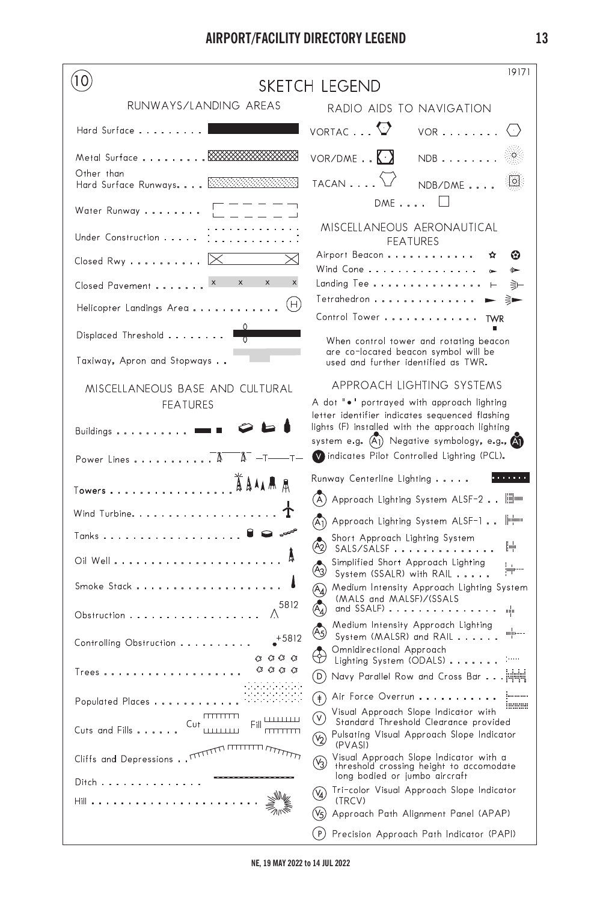## 10

19171

# SKETCH LEGEND

### RUNWAYS/LANDING AREAS

- Hard Surface
- Metal Surface
- Other than Hard Surface Runways
- Water Runway
- Under Construction
- Closed Rwy
- Closed Pavement
- Helicopter Landings Area (H)
- Displaced Threshold
- Taxiway, Apron and Stopways

### MISCELLANEOUS BASE AND CULTURAL FEATURES

- Buildings
- Power Lines
- Towers
- Wind Turbine
- Tanks
- Oil Well
- Smoke Stack
- Obstruction 5812
- Controlling Obstruction +5812
- Trees
- Populated Places
- Cuts and Fills — Cut, Fill
- Cliffs and Depressions
- Ditch
- Hill

### RADIO AIDS TO NAVIGATION

- VORTAC
- VOR
- VOR/DME
- NDB
- TACAN
- NDB/DME
- DME

### MISCELLANEOUS AERONAUTICAL FEATURES

- Airport Beacon
- Wind Cone
- Landing Tee
- Tetrahedron
- Control Tower TWR

When control tower and rotating beacon are co-located beacon symbol will be used and further identified as TWR.

### APPROACH LIGHTING SYSTEMS

A dot "•" portrayed with approach lighting letter identifier indicates sequenced flashing lights (F) installed with the approach lighting system e.g. (A1) Negative symbology, e.g., (A1) (V) indicates Pilot Controlled Lighting (PCL).

- Runway Centerline Lighting
- (A) Approach Lighting System ALSF-2
- (A1) Approach Lighting System ALSF-1
- (A2) Short Approach Lighting System SALS/SALSF
- (A3) Simplified Short Approach Lighting System (SSALR) with RAIL
- (A4) Medium Intensity Approach Lighting System (MALS and MALSF)/(SSALS and SSALF)
- (A5) Medium Intensity Approach Lighting System (MALSR) and RAIL
- Omnidirectional Approach Lighting System (ODALS)
- (D) Navy Parallel Row and Cross Bar
- Air Force Overrun
- (V) Visual Approach Slope Indicator with Standard Threshold Clearance provided
- (V2) Pulsating Visual Approach Slope Indicator (PVASI)
- (V3) Visual Approach Slope Indicator with a threshold crossing height to accomodate long bodied or jumbo aircraft
- (V4) Tri-color Visual Approach Slope Indicator (TRCV)
- (V5) Approach Path Alignment Panel (APAP)
- (P) Precision Approach Path Indicator (PAPI)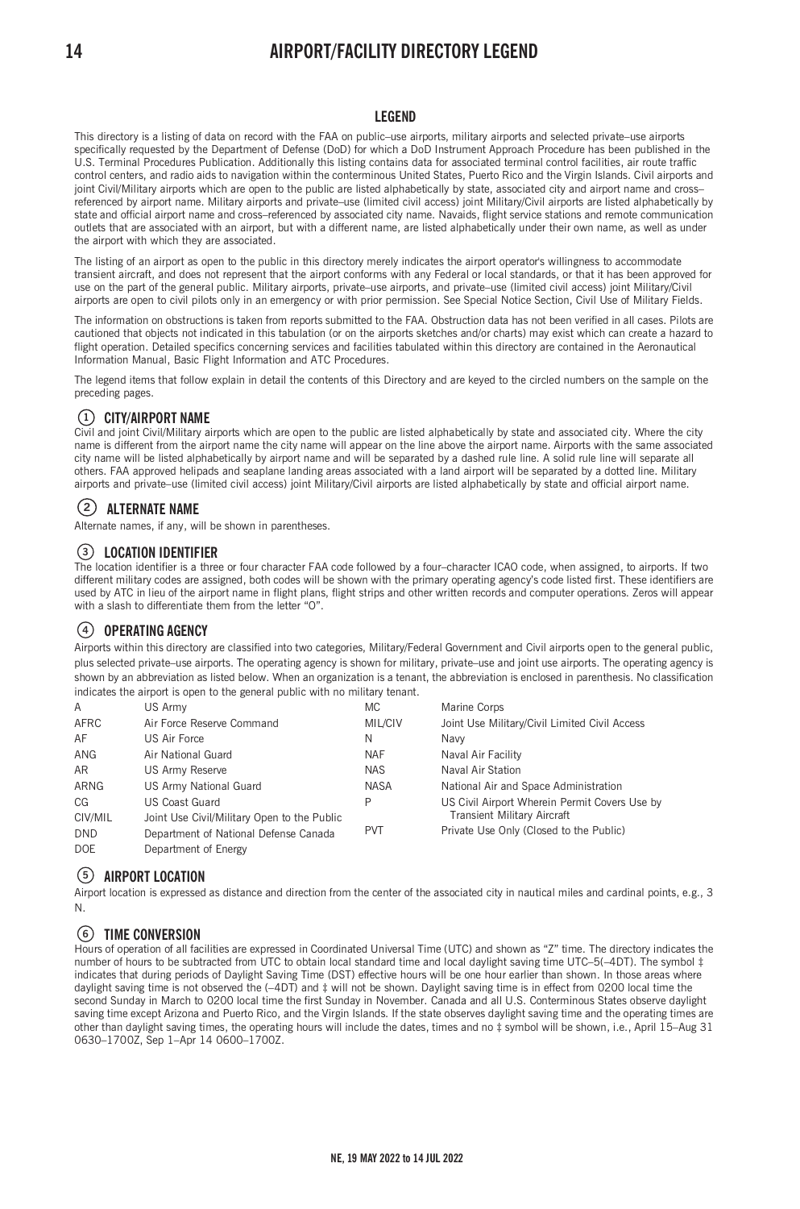## LEGEND

This directory is a listing of data on record with the FAA on public–use airports, military airports and selected private–use airports specifically requested by the Department of Defense (DoD) for which a DoD Instrument Approach Procedure has been published in the U.S. Terminal Procedures Publication. Additionally this listing contains data for associated terminal control facilities, air route traffic control centers, and radio aids to navigation within the conterminous United States, Puerto Rico and the Virgin Islands. Civil airports and joint Civil/Military airports which are open to the public are listed alphabetically by state, associated city and airport name and cross–referenced by airport name. Military airports and private–use (limited civil access) joint Military/Civil airports are listed alphabetically by state and official airport name and cross–referenced by associated city name. Navaids, flight service stations and remote communication outlets that are associated with an airport, but with a different name, are listed alphabetically under their own name, as well as under the airport with which they are associated.

The listing of an airport as open to the public in this directory merely indicates the airport operator's willingness to accommodate transient aircraft, and does not represent that the airport conforms with any Federal or local standards, or that it has been approved for use on the part of the general public. Military airports, private–use airports, and private–use (limited civil access) joint Military/Civil airports are open to civil pilots only in an emergency or with prior permission. See Special Notice Section, Civil Use of Military Fields.

The information on obstructions is taken from reports submitted to the FAA. Obstruction data has not been verified in all cases. Pilots are cautioned that objects not indicated in this tabulation (or on the airports sketches and/or charts) may exist which can create a hazard to flight operation. Detailed specifics concerning services and facilities tabulated within this directory are contained in the Aeronautical Information Manual, Basic Flight Information and ATC Procedures.

The legend items that follow explain in detail the contents of this Directory and are keyed to the circled numbers on the sample on the preceding pages.

### ① CITY/AIRPORT NAME

Civil and joint Civil/Military airports which are open to the public are listed alphabetically by state and associated city. Where the city name is different from the airport name the city name will appear on the line above the airport name. Airports with the same associated city name will be listed alphabetically by airport name and will be separated by a dashed rule line. A solid rule line will separate all others. FAA approved helipads and seaplane landing areas associated with a land airport will be separated by a dotted line. Military airports and private–use (limited civil access) joint Military/Civil airports are listed alphabetically by state and official airport name.

### ② ALTERNATE NAME

Alternate names, if any, will be shown in parentheses.

### ③ LOCATION IDENTIFIER

The location identifier is a three or four character FAA code followed by a four–character ICAO code, when assigned, to airports. If two different military codes are assigned, both codes will be shown with the primary operating agency's code listed first. These identifiers are used by ATC in lieu of the airport name in flight plans, flight strips and other written records and computer operations. Zeros will appear with a slash to differentiate them from the letter "O".

### ④ OPERATING AGENCY

Airports within this directory are classified into two categories, Military/Federal Government and Civil airports open to the general public, plus selected private–use airports. The operating agency is shown for military, private–use and joint use airports. The operating agency is shown by an abbreviation as listed below. When an organization is a tenant, the abbreviation is enclosed in parenthesis. No classification indicates the airport is open to the general public with no military tenant.

| | | | |
|---|---|---|---|
| A | US Army | MC | Marine Corps |
| AFRC | Air Force Reserve Command | MIL/CIV | Joint Use Military/Civil Limited Civil Access |
| AF | US Air Force | N | Navy |
| ANG | Air National Guard | NAF | Naval Air Facility |
| AR | US Army Reserve | NAS | Naval Air Station |
| ARNG | US Army National Guard | NASA | National Air and Space Administration |
| CG | US Coast Guard | P | US Civil Airport Wherein Permit Covers Use by Transient Military Aircraft |
| CIV/MIL | Joint Use Civil/Military Open to the Public | PVT | Private Use Only (Closed to the Public) |
| DND | Department of National Defense Canada | | |
| DOE | Department of Energy | | |

### ⑤ AIRPORT LOCATION

Airport location is expressed as distance and direction from the center of the associated city in nautical miles and cardinal points, e.g., 3 N.

### ⑥ TIME CONVERSION

Hours of operation of all facilities are expressed in Coordinated Universal Time (UTC) and shown as "Z" time. The directory indicates the number of hours to be subtracted from UTC to obtain local standard time and local daylight saving time UTC–5(–4DT). The symbol ‡ indicates that during periods of Daylight Saving Time (DST) effective hours will be one hour earlier than shown. In those areas where daylight saving time is not observed the (–4DT) and ‡ will not be shown. Daylight saving time is in effect from 0200 local time the second Sunday in March to 0200 local time the first Sunday in November. Canada and all U.S. Conterminous States observe daylight saving time except Arizona and Puerto Rico, and the Virgin Islands. If the state observes daylight saving time and the operating times are other than daylight saving times, the operating hours will include the dates, times and no ‡ symbol will be shown, i.e., April 15–Aug 31 0630–1700Z, Sep 1–Apr 14 0600–1700Z.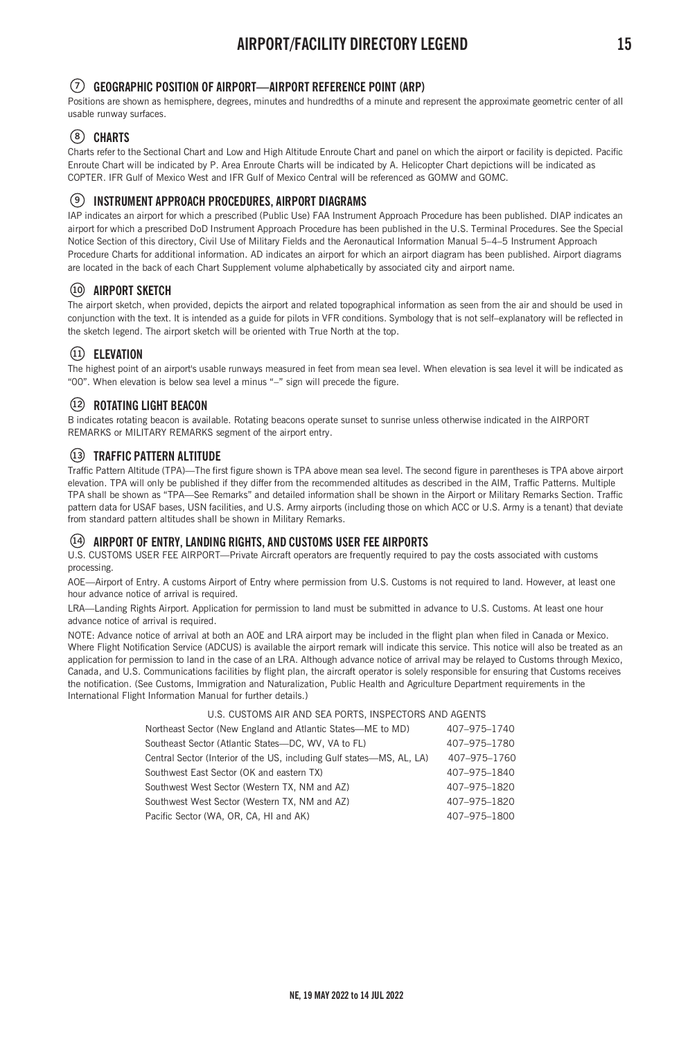## ⑦ GEOGRAPHIC POSITION OF AIRPORT—AIRPORT REFERENCE POINT (ARP)

Positions are shown as hemisphere, degrees, minutes and hundredths of a minute and represent the approximate geometric center of all usable runway surfaces.

## ⑧ CHARTS

Charts refer to the Sectional Chart and Low and High Altitude Enroute Chart and panel on which the airport or facility is depicted. Pacific Enroute Chart will be indicated by P. Area Enroute Charts will be indicated by A. Helicopter Chart depictions will be indicated as COPTER. IFR Gulf of Mexico West and IFR Gulf of Mexico Central will be referenced as GOMW and GOMC.

## ⑨ INSTRUMENT APPROACH PROCEDURES, AIRPORT DIAGRAMS

IAP indicates an airport for which a prescribed (Public Use) FAA Instrument Approach Procedure has been published. DIAP indicates an airport for which a prescribed DoD Instrument Approach Procedure has been published in the U.S. Terminal Procedures. See the Special Notice Section of this directory, Civil Use of Military Fields and the Aeronautical Information Manual 5–4–5 Instrument Approach Procedure Charts for additional information. AD indicates an airport for which an airport diagram has been published. Airport diagrams are located in the back of each Chart Supplement volume alphabetically by associated city and airport name.

## ⑩ AIRPORT SKETCH

The airport sketch, when provided, depicts the airport and related topographical information as seen from the air and should be used in conjunction with the text. It is intended as a guide for pilots in VFR conditions. Symbology that is not self–explanatory will be reflected in the sketch legend. The airport sketch will be oriented with True North at the top.

## ⑪ ELEVATION

The highest point of an airport's usable runways measured in feet from mean sea level. When elevation is sea level it will be indicated as "00". When elevation is below sea level a minus "–" sign will precede the figure.

## ⑫ ROTATING LIGHT BEACON

B indicates rotating beacon is available. Rotating beacons operate sunset to sunrise unless otherwise indicated in the AIRPORT REMARKS or MILITARY REMARKS segment of the airport entry.

## ⑬ TRAFFIC PATTERN ALTITUDE

Traffic Pattern Altitude (TPA)—The first figure shown is TPA above mean sea level. The second figure in parentheses is TPA above airport elevation. TPA will only be published if they differ from the recommended altitudes as described in the AIM, Traffic Patterns. Multiple TPA shall be shown as "TPA—See Remarks" and detailed information shall be shown in the Airport or Military Remarks Section. Traffic pattern data for USAF bases, USN facilities, and U.S. Army airports (including those on which ACC or U.S. Army is a tenant) that deviate from standard pattern altitudes shall be shown in Military Remarks.

## ⑭ AIRPORT OF ENTRY, LANDING RIGHTS, AND CUSTOMS USER FEE AIRPORTS

U.S. CUSTOMS USER FEE AIRPORT—Private Aircraft operators are frequently required to pay the costs associated with customs processing.

AOE—Airport of Entry. A customs Airport of Entry where permission from U.S. Customs is not required to land. However, at least one hour advance notice of arrival is required.

LRA—Landing Rights Airport. Application for permission to land must be submitted in advance to U.S. Customs. At least one hour advance notice of arrival is required.

NOTE: Advance notice of arrival at both an AOE and LRA airport may be included in the flight plan when filed in Canada or Mexico. Where Flight Notification Service (ADCUS) is available the airport remark will indicate this service. This notice will also be treated as an application for permission to land in the case of an LRA. Although advance notice of arrival may be relayed to Customs through Mexico, Canada, and U.S. Communications facilities by flight plan, the aircraft operator is solely responsible for ensuring that Customs receives the notification. (See Customs, Immigration and Naturalization, Public Health and Agriculture Department requirements in the International Flight Information Manual for further details.)

U.S. CUSTOMS AIR AND SEA PORTS, INSPECTORS AND AGENTS

| | |
|---|---|
| Northeast Sector (New England and Atlantic States—ME to MD) | 407–975–1740 |
| Southeast Sector (Atlantic States—DC, WV, VA to FL) | 407–975–1780 |
| Central Sector (Interior of the US, including Gulf states—MS, AL, LA) | 407–975–1760 |
| Southwest East Sector (OK and eastern TX) | 407–975–1840 |
| Southwest West Sector (Western TX, NM and AZ) | 407–975–1820 |
| Southwest West Sector (Western TX, NM and AZ) | 407–975–1820 |
| Pacific Sector (WA, OR, CA, HI and AK) | 407–975–1800 |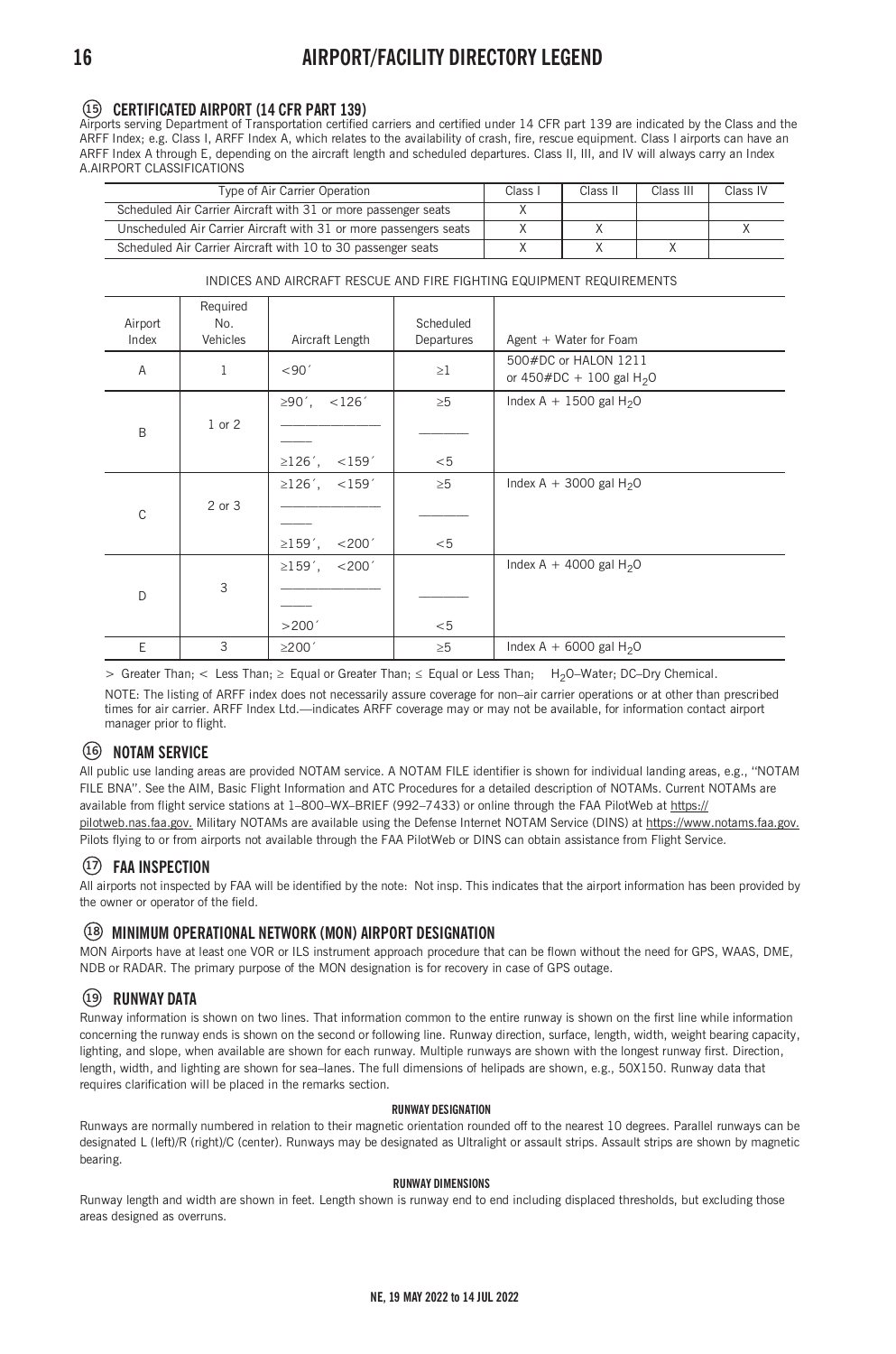## ⑮ CERTIFICATED AIRPORT (14 CFR PART 139)

Airports serving Department of Transportation certified carriers and certified under 14 CFR part 139 are indicated by the Class and the ARFF Index; e.g. Class I, ARFF Index A, which relates to the availability of crash, fire, rescue equipment. Class I airports can have an ARFF Index A through E, depending on the aircraft length and scheduled departures. Class II, III, and IV will always carry an Index A.AIRPORT CLASSIFICATIONS

| Type of Air Carrier Operation | Class I | Class II | Class III | Class IV |
|---|---|---|---|---|
| Scheduled Air Carrier Aircraft with 31 or more passenger seats | X | | | |
| Unscheduled Air Carrier Aircraft with 31 or more passengers seats | X | X | | X |
| Scheduled Air Carrier Aircraft with 10 to 30 passenger seats | X | X | X | |

INDICES AND AIRCRAFT RESCUE AND FIRE FIGHTING EQUIPMENT REQUIREMENTS

| Airport Index | Required No. Vehicles | Aircraft Length | Scheduled Departures | Agent + Water for Foam |
|---|---|---|---|---|
| A | 1 | <90′ | ≥1 | 500#DC or HALON 1211 or 450#DC + 100 gal $H_2O$ |
| B | 1 or 2 | ≥90′, <126′ | ≥5 | Index A + 1500 gal $H_2O$ |
| | | ≥126′, <159′ | <5 | |
| C | 2 or 3 | ≥126′, <159′ | ≥5 | Index A + 3000 gal $H_2O$ |
| | | ≥159′, <200′ | <5 | |
| D | 3 | ≥159′, <200′ | | Index A + 4000 gal $H_2O$ |
| | | >200′ | <5 | |
| E | 3 | ≥200′ | ≥5 | Index A + 6000 gal $H_2O$ |

> Greater Than; < Less Than; ≥ Equal or Greater Than; ≤ Equal or Less Than; $H_2O$–Water; DC–Dry Chemical.

NOTE: The listing of ARFF index does not necessarily assure coverage for non–air carrier operations or at other than prescribed times for air carrier. ARFF Index Ltd.—indicates ARFF coverage may or may not be available, for information contact airport manager prior to flight.

## ⑯ NOTAM SERVICE

All public use landing areas are provided NOTAM service. A NOTAM FILE identifier is shown for individual landing areas, e.g., ''NOTAM FILE BNA''. See the AIM, Basic Flight Information and ATC Procedures for a detailed description of NOTAMs. Current NOTAMs are available from flight service stations at 1–800–WX–BRIEF (992–7433) or online through the FAA PilotWeb at https://pilotweb.nas.faa.gov. Military NOTAMs are available using the Defense Internet NOTAM Service (DINS) at https://www.notams.faa.gov. Pilots flying to or from airports not available through the FAA PilotWeb or DINS can obtain assistance from Flight Service.

## ⑰ FAA INSPECTION

All airports not inspected by FAA will be identified by the note: Not insp. This indicates that the airport information has been provided by the owner or operator of the field.

## ⑱ MINIMUM OPERATIONAL NETWORK (MON) AIRPORT DESIGNATION

MON Airports have at least one VOR or ILS instrument approach procedure that can be flown without the need for GPS, WAAS, DME, NDB or RADAR. The primary purpose of the MON designation is for recovery in case of GPS outage.

## ⑲ RUNWAY DATA

Runway information is shown on two lines. That information common to the entire runway is shown on the first line while information concerning the runway ends is shown on the second or following line. Runway direction, surface, length, width, weight bearing capacity, lighting, and slope, when available are shown for each runway. Multiple runways are shown with the longest runway first. Direction, length, width, and lighting are shown for sea–lanes. The full dimensions of helipads are shown, e.g., 50X150. Runway data that requires clarification will be placed in the remarks section.

### RUNWAY DESIGNATION

Runways are normally numbered in relation to their magnetic orientation rounded off to the nearest 10 degrees. Parallel runways can be designated L (left)/R (right)/C (center). Runways may be designated as Ultralight or assault strips. Assault strips are shown by magnetic bearing.

### RUNWAY DIMENSIONS

Runway length and width are shown in feet. Length shown is runway end to end including displaced thresholds, but excluding those areas designed as overruns.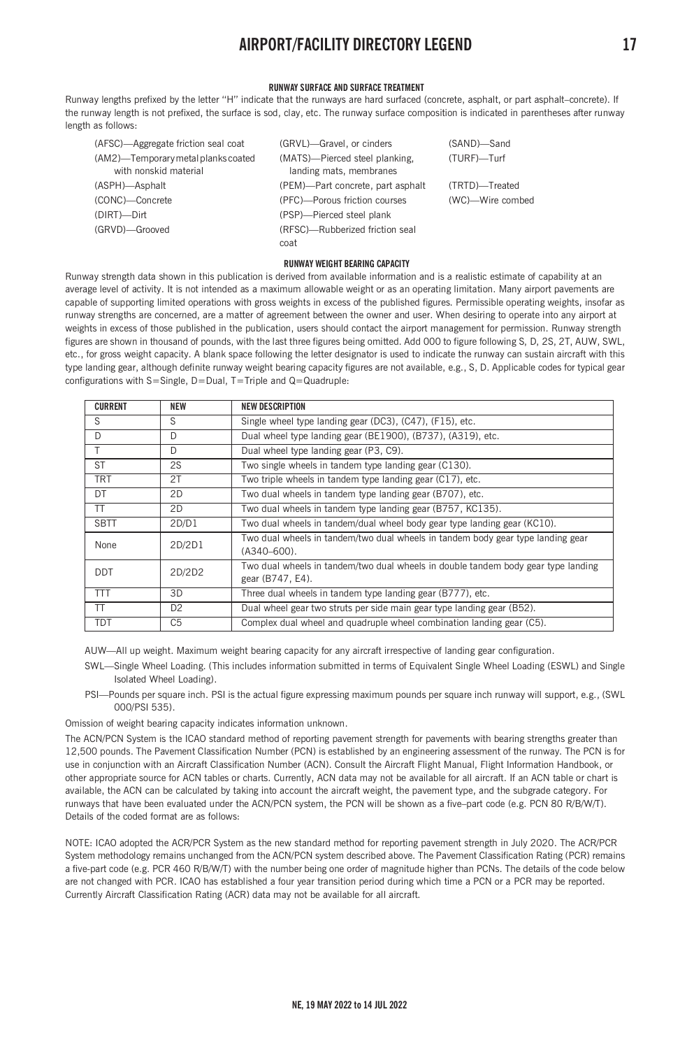### RUNWAY SURFACE AND SURFACE TREATMENT

Runway lengths prefixed by the letter "H" indicate that the runways are hard surfaced (concrete, asphalt, or part asphalt–concrete). If the runway length is not prefixed, the surface is sod, clay, etc. The runway surface composition is indicated in parentheses after runway length as follows:

- (AFSC)—Aggregate friction seal coat
- (AM2)—Temporary metal planks coated with nonskid material
- (ASPH)—Asphalt
- (CONC)—Concrete
- (DIRT)—Dirt
- (GRVD)—Grooved
- (GRVL)—Gravel, or cinders
- (MATS)—Pierced steel planking, landing mats, membranes
- (PEM)—Part concrete, part asphalt
- (PFC)—Porous friction courses
- (PSP)—Pierced steel plank
- (RFSC)—Rubberized friction seal coat
- (SAND)—Sand
- (TURF)—Turf
- (TRTD)—Treated
- (WC)—Wire combed

### RUNWAY WEIGHT BEARING CAPACITY

Runway strength data shown in this publication is derived from available information and is a realistic estimate of capability at an average level of activity. It is not intended as a maximum allowable weight or as an operating limitation. Many airport pavements are capable of supporting limited operations with gross weights in excess of the published figures. Permissible operating weights, insofar as runway strengths are concerned, are a matter of agreement between the owner and user. When desiring to operate into any airport at weights in excess of those published in the publication, users should contact the airport management for permission. Runway strength figures are shown in thousand of pounds, with the last three figures being omitted. Add 000 to figure following S, D, 2S, 2T, AUW, SWL, etc., for gross weight capacity. A blank space following the letter designator is used to indicate the runway can sustain aircraft with this type landing gear, although definite runway weight bearing capacity figures are not available, e.g., S, D. Applicable codes for typical gear configurations with S=Single, D=Dual, T=Triple and Q=Quadruple:

| CURRENT | NEW | NEW DESCRIPTION |
|---|---|---|
| S | S | Single wheel type landing gear (DC3), (C47), (F15), etc. |
| D | D | Dual wheel type landing gear (BE1900), (B737), (A319), etc. |
| T | D | Dual wheel type landing gear (P3, C9). |
| ST | 2S | Two single wheels in tandem type landing gear (C130). |
| TRT | 2T | Two triple wheels in tandem type landing gear (C17), etc. |
| DT | 2D | Two dual wheels in tandem type landing gear (B707), etc. |
| TT | 2D | Two dual wheels in tandem type landing gear (B757, KC135). |
| SBTT | 2D/D1 | Two dual wheels in tandem/dual wheel body gear type landing gear (KC10). |
| None | 2D/2D1 | Two dual wheels in tandem/two dual wheels in tandem body gear type landing gear (A340–600). |
| DDT | 2D/2D2 | Two dual wheels in tandem/two dual wheels in double tandem body gear type landing gear (B747, E4). |
| TTT | 3D | Three dual wheels in tandem type landing gear (B777), etc. |
| TT | D2 | Dual wheel gear two struts per side main gear type landing gear (B52). |
| TDT | C5 | Complex dual wheel and quadruple wheel combination landing gear (C5). |

AUW—All up weight. Maximum weight bearing capacity for any aircraft irrespective of landing gear configuration.

SWL—Single Wheel Loading. (This includes information submitted in terms of Equivalent Single Wheel Loading (ESWL) and Single Isolated Wheel Loading).

PSI—Pounds per square inch. PSI is the actual figure expressing maximum pounds per square inch runway will support, e.g., (SWL 000/PSI 535).

Omission of weight bearing capacity indicates information unknown.

The ACN/PCN System is the ICAO standard method of reporting pavement strength for pavements with bearing strengths greater than 12,500 pounds. The Pavement Classification Number (PCN) is established by an engineering assessment of the runway. The PCN is for use in conjunction with an Aircraft Classification Number (ACN). Consult the Aircraft Flight Manual, Flight Information Handbook, or other appropriate source for ACN tables or charts. Currently, ACN data may not be available for all aircraft. If an ACN table or chart is available, the ACN can be calculated by taking into account the aircraft weight, the pavement type, and the subgrade category. For runways that have been evaluated under the ACN/PCN system, the PCN will be shown as a five–part code (e.g. PCN 80 R/B/W/T). Details of the coded format are as follows:

NOTE: ICAO adopted the ACR/PCR System as the new standard method for reporting pavement strength in July 2020. The ACR/PCR System methodology remains unchanged from the ACN/PCN system described above. The Pavement Classification Rating (PCR) remains a five-part code (e.g. PCR 460 R/B/W/T) with the number being one order of magnitude higher than PCNs. The details of the code below are not changed with PCR. ICAO has established a four year transition period during which time a PCN or a PCR may be reported. Currently Aircraft Classification Rating (ACR) data may not be available for all aircraft.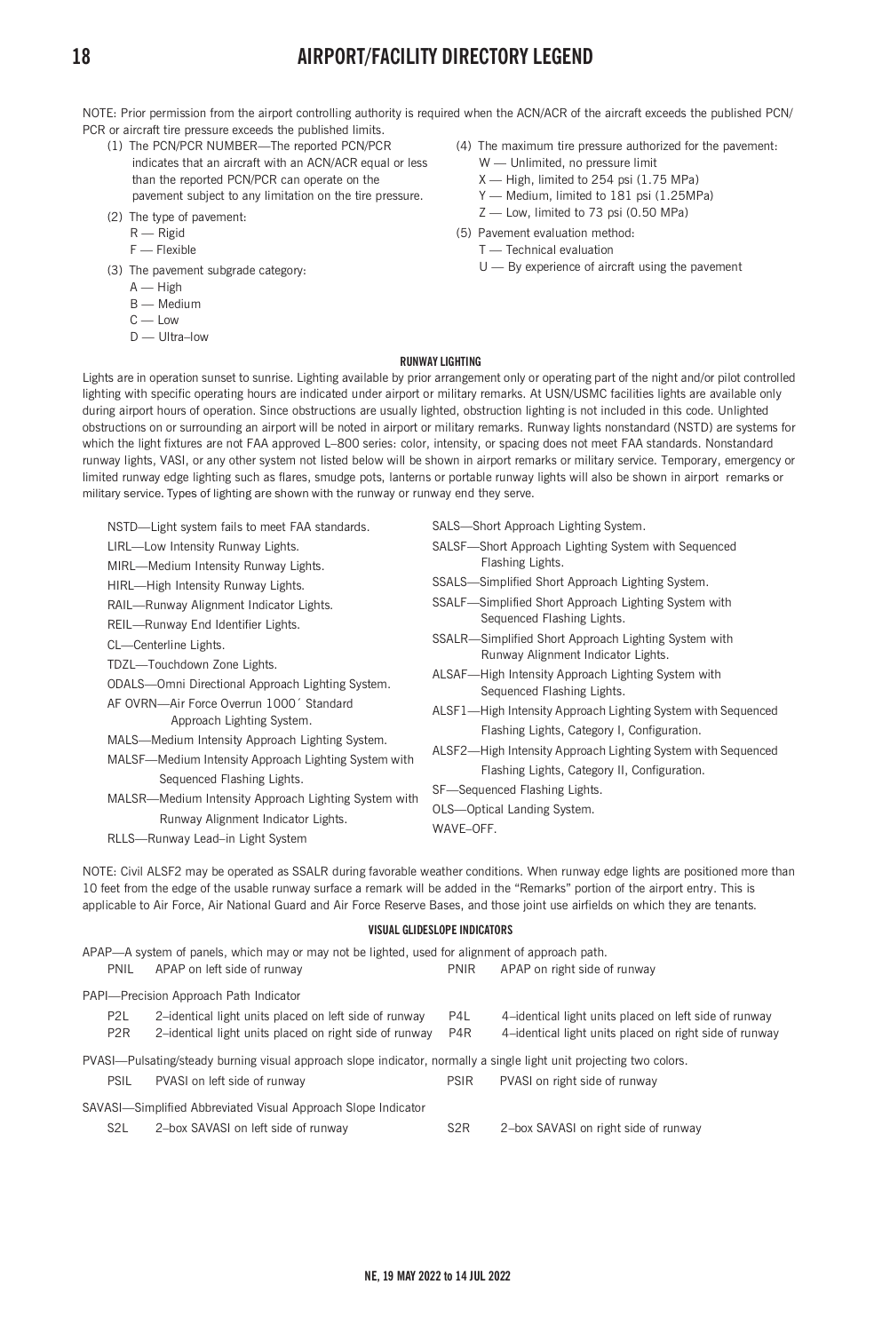NOTE: Prior permission from the airport controlling authority is required when the ACN/ACR of the aircraft exceeds the published PCN/PCR or aircraft tire pressure exceeds the published limits.

(1) The PCN/PCR NUMBER—The reported PCN/PCR indicates that an aircraft with an ACN/ACR equal or less than the reported PCN/PCR can operate on the pavement subject to any limitation on the tire pressure.

(2) The type of pavement:
- R — Rigid
- F — Flexible

(3) The pavement subgrade category:
- A — High
- B — Medium
- C — Low
- D — Ultra–low

(4) The maximum tire pressure authorized for the pavement:
- W — Unlimited, no pressure limit
- X — High, limited to 254 psi (1.75 MPa)
- Y — Medium, limited to 181 psi (1.25MPa)
- Z — Low, limited to 73 psi (0.50 MPa)

(5) Pavement evaluation method:
- T — Technical evaluation
- U — By experience of aircraft using the pavement

### RUNWAY LIGHTING

Lights are in operation sunset to sunrise. Lighting available by prior arrangement only or operating part of the night and/or pilot controlled lighting with specific operating hours are indicated under airport or military remarks. At USN/USMC facilities lights are available only during airport hours of operation. Since obstructions are usually lighted, obstruction lighting is not included in this code. Unlighted obstructions on or surrounding an airport will be noted in airport or military remarks. Runway lights nonstandard (NSTD) are systems for which the light fixtures are not FAA approved L–800 series: color, intensity, or spacing does not meet FAA standards. Nonstandard runway lights, VASI, or any other system not listed below will be shown in airport remarks or military service. Temporary, emergency or limited runway edge lighting such as flares, smudge pots, lanterns or portable runway lights will also be shown in airport remarks or military service. Types of lighting are shown with the runway or runway end they serve.

- NSTD—Light system fails to meet FAA standards.
- LIRL—Low Intensity Runway Lights.
- MIRL—Medium Intensity Runway Lights.
- HIRL—High Intensity Runway Lights.
- RAIL—Runway Alignment Indicator Lights.
- REIL—Runway End Identifier Lights.
- CL—Centerline Lights.
- TDZL—Touchdown Zone Lights.
- ODALS—Omni Directional Approach Lighting System.
- AF OVRN—Air Force Overrun 1000´ Standard Approach Lighting System.
- MALS—Medium Intensity Approach Lighting System.
- MALSF—Medium Intensity Approach Lighting System with Sequenced Flashing Lights.
- MALSR—Medium Intensity Approach Lighting System with Runway Alignment Indicator Lights.
- RLLS—Runway Lead–in Light System
- SALS—Short Approach Lighting System.
- SALSF—Short Approach Lighting System with Sequenced Flashing Lights.
- SSALS—Simplified Short Approach Lighting System.
- SSALF—Simplified Short Approach Lighting System with Sequenced Flashing Lights.
- SSALR—Simplified Short Approach Lighting System with Runway Alignment Indicator Lights.
- ALSAF—High Intensity Approach Lighting System with Sequenced Flashing Lights.
- ALSF1—High Intensity Approach Lighting System with Sequenced Flashing Lights, Category I, Configuration.
- ALSF2—High Intensity Approach Lighting System with Sequenced Flashing Lights, Category II, Configuration.
- SF—Sequenced Flashing Lights.
- OLS—Optical Landing System.
- WAVE–OFF.

NOTE: Civil ALSF2 may be operated as SSALR during favorable weather conditions. When runway edge lights are positioned more than 10 feet from the edge of the usable runway surface a remark will be added in the "Remarks" portion of the airport entry. This is applicable to Air Force, Air National Guard and Air Force Reserve Bases, and those joint use airfields on which they are tenants.

### VISUAL GLIDESLOPE INDICATORS

APAP—A system of panels, which may or may not be lighted, used for alignment of approach path.

| | | | |
|---|---|---|---|
| PNIL | APAP on left side of runway | PNIR | APAP on right side of runway |

PAPI—Precision Approach Path Indicator

| | | | |
|---|---|---|---|
| P2L | 2–identical light units placed on left side of runway | P4L | 4–identical light units placed on left side of runway |
| P2R | 2–identical light units placed on right side of runway | P4R | 4–identical light units placed on right side of runway |

PVASI—Pulsating/steady burning visual approach slope indicator, normally a single light unit projecting two colors.

| | | | |
|---|---|---|---|
| PSIL | PVASI on left side of runway | PSIR | PVASI on right side of runway |

SAVASI—Simplified Abbreviated Visual Approach Slope Indicator

| | | | |
|---|---|---|---|
| S2L | 2–box SAVASI on left side of runway | S2R | 2–box SAVASI on right side of runway |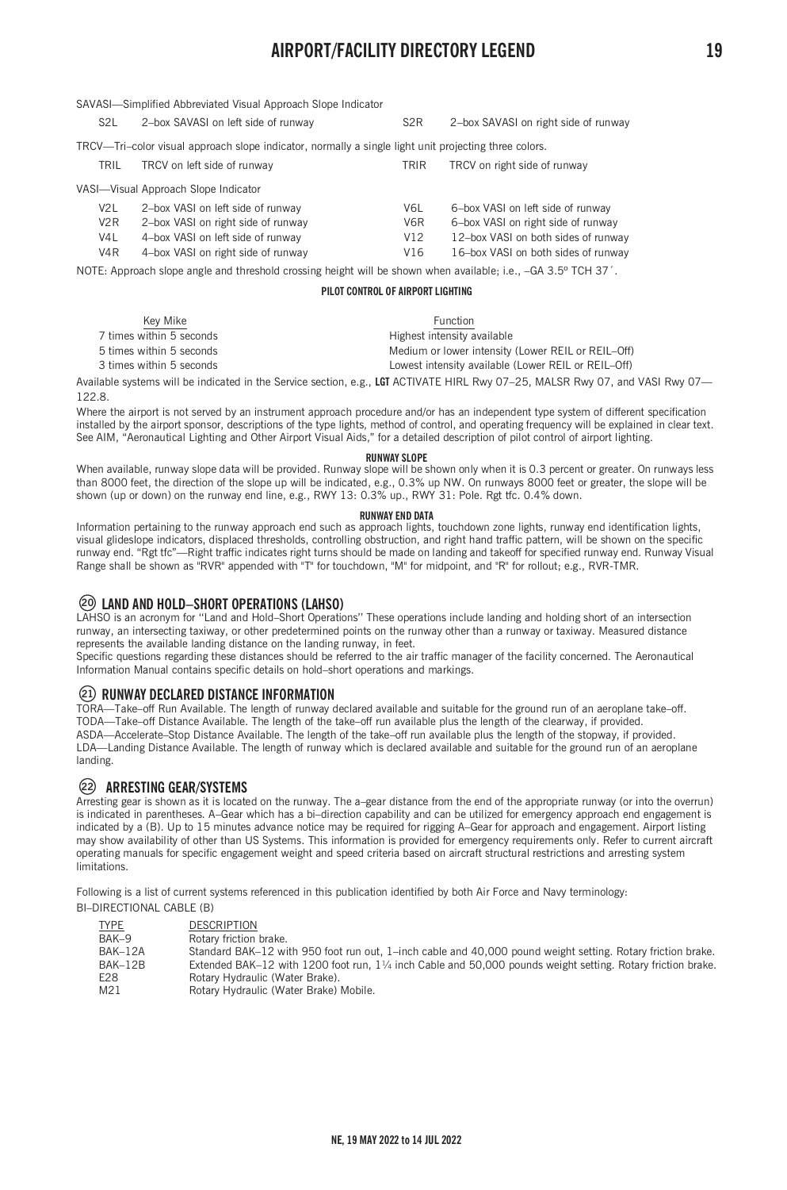SAVASI—Simplified Abbreviated Visual Approach Slope Indicator

| | | | |
|---|---|---|---|
| S2L | 2–box SAVASI on left side of runway | S2R | 2–box SAVASI on right side of runway |

TRCV—Tri–color visual approach slope indicator, normally a single light unit projecting three colors.

| | | | |
|---|---|---|---|
| TRIL | TRCV on left side of runway | TRIR | TRCV on right side of runway |

VASI—Visual Approach Slope Indicator

| | | | |
|---|---|---|---|
| V2L | 2–box VASI on left side of runway | V6L | 6–box VASI on left side of runway |
| V2R | 2–box VASI on right side of runway | V6R | 6–box VASI on right side of runway |
| V4L | 4–box VASI on left side of runway | V12 | 12–box VASI on both sides of runway |
| V4R | 4–box VASI on right side of runway | V16 | 16–box VASI on both sides of runway |

NOTE: Approach slope angle and threshold crossing height will be shown when available; i.e., –GA 3.5º TCH 37′.

#### PILOT CONTROL OF AIRPORT LIGHTING

| Key Mike | Function |
|---|---|
| 7 times within 5 seconds | Highest intensity available |
| 5 times within 5 seconds | Medium or lower intensity (Lower REIL or REIL–Off) |
| 3 times within 5 seconds | Lowest intensity available (Lower REIL or REIL–Off) |

Available systems will be indicated in the Service section, e.g., **LGT** ACTIVATE HIRL Rwy 07–25, MALSR Rwy 07, and VASI Rwy 07—122.8.

Where the airport is not served by an instrument approach procedure and/or has an independent type system of different specification installed by the airport sponsor, descriptions of the type lights, method of control, and operating frequency will be explained in clear text. See AIM, "Aeronautical Lighting and Other Airport Visual Aids," for a detailed description of pilot control of airport lighting.

#### RUNWAY SLOPE

When available, runway slope data will be provided. Runway slope will be shown only when it is 0.3 percent or greater. On runways less than 8000 feet, the direction of the slope up will be indicated, e.g., 0.3% up NW. On runways 8000 feet or greater, the slope will be shown (up or down) on the runway end line, e.g., RWY 13: 0.3% up., RWY 31: Pole. Rgt tfc. 0.4% down.

#### RUNWAY END DATA

Information pertaining to the runway approach end such as approach lights, touchdown zone lights, runway end identification lights, visual glideslope indicators, displaced thresholds, controlling obstruction, and right hand traffic pattern, will be shown on the specific runway end. "Rgt tfc"—Right traffic indicates right turns should be made on landing and takeoff for specified runway end. Runway Visual Range shall be shown as "RVR" appended with "T" for touchdown, "M" for midpoint, and "R" for rollout; e.g., RVR-TMR.

## ⑳ LAND AND HOLD–SHORT OPERATIONS (LAHSO)

LAHSO is an acronym for "Land and Hold–Short Operations" These operations include landing and holding short of an intersection runway, an intersecting taxiway, or other predetermined points on the runway other than a runway or taxiway. Measured distance represents the available landing distance on the landing runway, in feet.

Specific questions regarding these distances should be referred to the air traffic manager of the facility concerned. The Aeronautical Information Manual contains specific details on hold–short operations and markings.

## ㉑ RUNWAY DECLARED DISTANCE INFORMATION

TORA—Take–off Run Available. The length of runway declared available and suitable for the ground run of an aeroplane take–off.
TODA—Take–off Distance Available. The length of the take–off run available plus the length of the clearway, if provided.
ASDA—Accelerate–Stop Distance Available. The length of the take–off run available plus the length of the stopway, if provided.
LDA—Landing Distance Available. The length of runway which is declared available and suitable for the ground run of an aeroplane landing.

## ㉒ ARRESTING GEAR/SYSTEMS

Arresting gear is shown as it is located on the runway. The a–gear distance from the end of the appropriate runway (or into the overrun) is indicated in parentheses. A–Gear which has a bi–direction capability and can be utilized for emergency approach end engagement is indicated by a (B). Up to 15 minutes advance notice may be required for rigging A–Gear for approach and engagement. Airport listing may show availability of other than US Systems. This information is provided for emergency requirements only. Refer to current aircraft operating manuals for specific engagement weight and speed criteria based on aircraft structural restrictions and arresting system limitations.

Following is a list of current systems referenced in this publication identified by both Air Force and Navy terminology:

BI–DIRECTIONAL CABLE (B)

| TYPE | DESCRIPTION |
|---|---|
| BAK–9 | Rotary friction brake. |
| BAK–12A | Standard BAK–12 with 950 foot run out, 1–inch cable and 40,000 pound weight setting. Rotary friction brake. |
| BAK–12B | Extended BAK–12 with 1200 foot run, 1¼ inch Cable and 50,000 pounds weight setting. Rotary friction brake. |
| E28 | Rotary Hydraulic (Water Brake). |
| M21 | Rotary Hydraulic (Water Brake) Mobile. |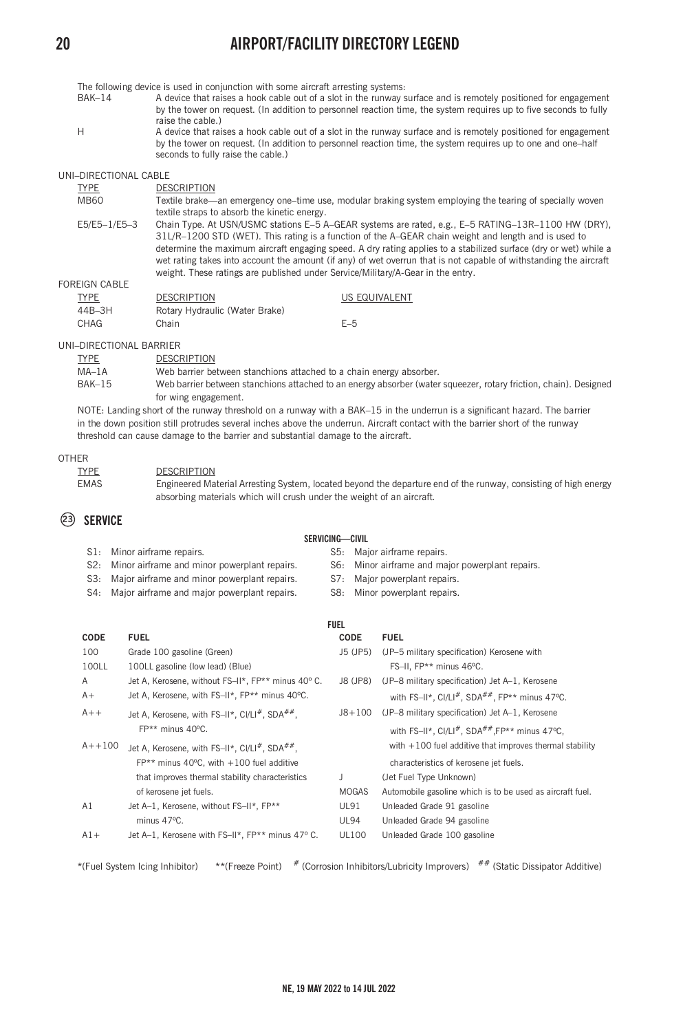The following device is used in conjunction with some aircraft arresting systems:

| | |
|---|---|
| BAK–14 | A device that raises a hook cable out of a slot in the runway surface and is remotely positioned for engagement by the tower on request. (In addition to personnel reaction time, the system requires up to five seconds to fully raise the cable.) |
| H | A device that raises a hook cable out of a slot in the runway surface and is remotely positioned for engagement by the tower on request. (In addition to personnel reaction time, the system requires up to one and one–half seconds to fully raise the cable.) |

UNI–DIRECTIONAL CABLE

| TYPE | DESCRIPTION |
|---|---|
| MB60 | Textile brake—an emergency one–time use, modular braking system employing the tearing of specially woven textile straps to absorb the kinetic energy. |
| E5/E5–1/E5–3 | Chain Type. At USN/USMC stations E–5 A–GEAR systems are rated, e.g., E–5 RATING–13R–1100 HW (DRY), 31L/R–1200 STD (WET). This rating is a function of the A–GEAR chain weight and length and is used to determine the maximum aircraft engaging speed. A dry rating applies to a stabilized surface (dry or wet) while a wet rating takes into account the amount (if any) of wet overrun that is not capable of withstanding the aircraft weight. These ratings are published under Service/Military/A-Gear in the entry. |

FOREIGN CABLE

| TYPE | DESCRIPTION | US EQUIVALENT |
|---|---|---|
| 44B–3H | Rotary Hydraulic (Water Brake) | |
| CHAG | Chain | E–5 |

UNI–DIRECTIONAL BARRIER

| TYPE | DESCRIPTION |
|---|---|
| MA–1A | Web barrier between stanchions attached to a chain energy absorber. |
| BAK–15 | Web barrier between stanchions attached to an energy absorber (water squeezer, rotary friction, chain). Designed for wing engagement. |

NOTE: Landing short of the runway threshold on a runway with a BAK–15 in the underrun is a significant hazard. The barrier in the down position still protrudes several inches above the underrun. Aircraft contact with the barrier short of the runway threshold can cause damage to the barrier and substantial damage to the aircraft.

OTHER

| TYPE | DESCRIPTION |
|---|---|
| EMAS | Engineered Material Arresting System, located beyond the departure end of the runway, consisting of high energy absorbing materials which will crush under the weight of an aircraft. |

## ㉓ SERVICE

### SERVICING—CIVIL

- S1: Minor airframe repairs.
- S2: Minor airframe and minor powerplant repairs.
- S3: Major airframe and minor powerplant repairs.
- S4: Major airframe and major powerplant repairs.
- S5: Major airframe repairs.
- S6: Minor airframe and major powerplant repairs.
- S7: Major powerplant repairs.
- S8: Minor powerplant repairs.

### FUEL

| CODE | FUEL |
|---|---|
| 100 | Grade 100 gasoline (Green) |
| 100LL | 100LL gasoline (low lead) (Blue) |
| A | Jet A, Kerosene, without FS–II*, FP** minus 40º C. |
| A+ | Jet A, Kerosene, with FS–II*, FP** minus 40ºC. |
| A++ | Jet A, Kerosene, with FS–II*, CI/LI#, SDA##, FP** minus 40ºC. |
| A++100 | Jet A, Kerosene, with FS–II*, CI/LI#, SDA##, FP** minus 40ºC, with +100 fuel additive that improves thermal stability characteristics of kerosene jet fuels. |
| A1 | Jet A–1, Kerosene, without FS–II*, FP** minus 47ºC. |
| A1+ | Jet A–1, Kerosene with FS–II*, FP** minus 47º C. |
| J5 (JP5) | (JP–5 military specification) Kerosene with FS–II, FP** minus 46ºC. |
| J8 (JP8) | (JP–8 military specification) Jet A–1, Kerosene with FS–II*, CI/LI#, SDA##, FP** minus 47ºC. |
| J8+100 | (JP–8 military specification) Jet A–1, Kerosene with FS–II*, CI/LI#, SDA##,FP** minus 47ºC, with +100 fuel additive that improves thermal stability characteristics of kerosene jet fuels. |
| J | (Jet Fuel Type Unknown) |
| MOGAS | Automobile gasoline which is to be used as aircraft fuel. |
| UL91 | Unleaded Grade 91 gasoline |
| UL94 | Unleaded Grade 94 gasoline |
| UL100 | Unleaded Grade 100 gasoline |

*(Fuel System Icing Inhibitor) **(Freeze Point) # (Corrosion Inhibitors/Lubricity Improvers) ## (Static Dissipator Additive)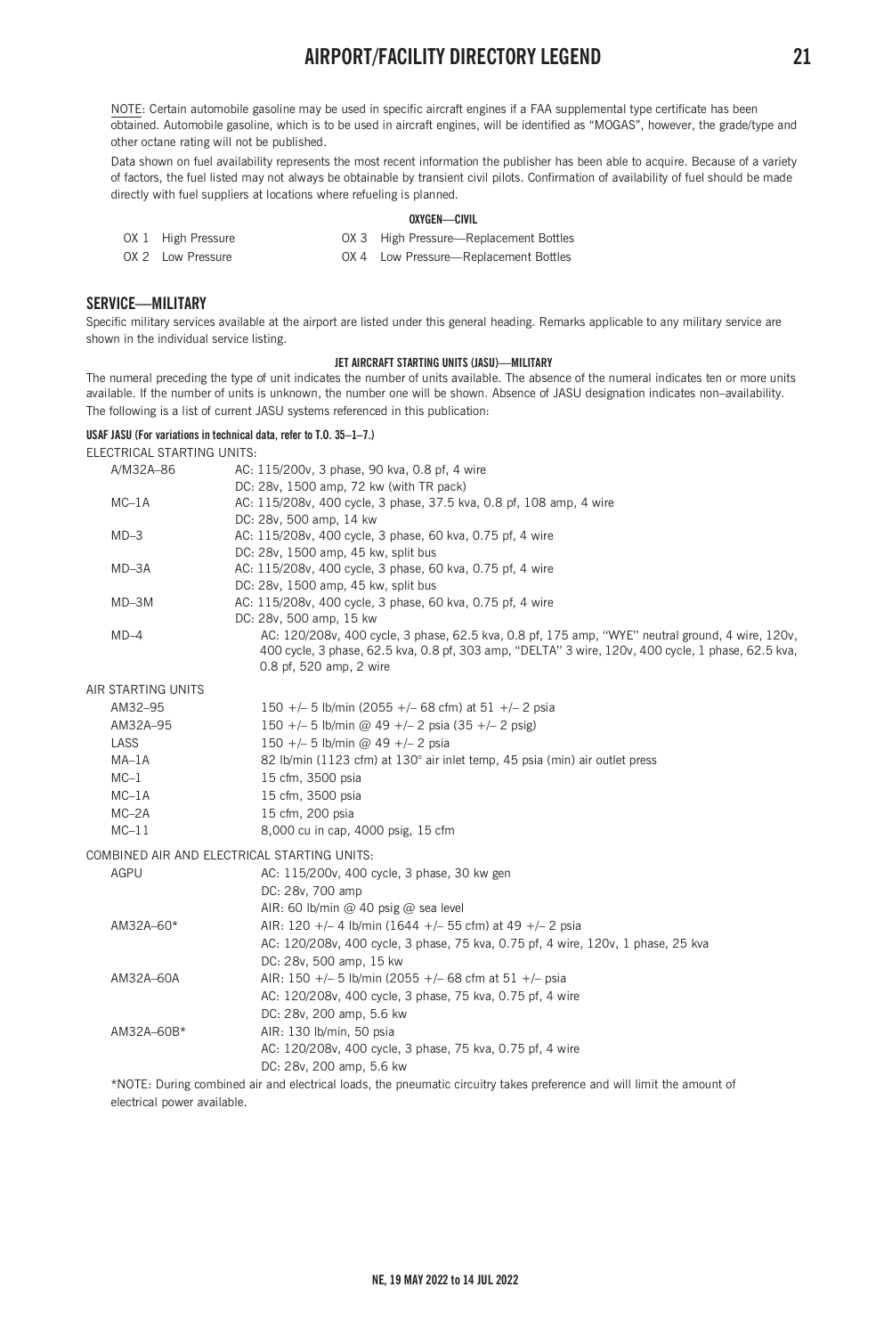NOTE: Certain automobile gasoline may be used in specific aircraft engines if a FAA supplemental type certificate has been obtained. Automobile gasoline, which is to be used in aircraft engines, will be identified as "MOGAS", however, the grade/type and other octane rating will not be published.

Data shown on fuel availability represents the most recent information the publisher has been able to acquire. Because of a variety of factors, the fuel listed may not always be obtainable by transient civil pilots. Confirmation of availability of fuel should be made directly with fuel suppliers at locations where refueling is planned.

#### OXYGEN—CIVIL

| | | | |
|---|---|---|---|
| OX 1 | High Pressure | OX 3 | High Pressure—Replacement Bottles |
| OX 2 | Low Pressure | OX 4 | Low Pressure—Replacement Bottles |

## SERVICE—MILITARY

Specific military services available at the airport are listed under this general heading. Remarks applicable to any military service are shown in the individual service listing.

#### JET AIRCRAFT STARTING UNITS (JASU)—MILITARY

The numeral preceding the type of unit indicates the number of units available. The absence of the numeral indicates ten or more units available. If the number of units is unknown, the number one will be shown. Absence of JASU designation indicates non–availability.

The following is a list of current JASU systems referenced in this publication:

**USAF JASU (For variations in technical data, refer to T.O. 35–1–7.)**

ELECTRICAL STARTING UNITS:

| Unit | Specifications |
|---|---|
| A/M32A–86 | AC: 115/200v, 3 phase, 90 kva, 0.8 pf, 4 wire<br>DC: 28v, 1500 amp, 72 kw (with TR pack) |
| MC–1A | AC: 115/208v, 400 cycle, 3 phase, 37.5 kva, 0.8 pf, 108 amp, 4 wire<br>DC: 28v, 500 amp, 14 kw |
| MD–3 | AC: 115/208v, 400 cycle, 3 phase, 60 kva, 0.75 pf, 4 wire<br>DC: 28v, 1500 amp, 45 kw, split bus |
| MD–3A | AC: 115/208v, 400 cycle, 3 phase, 60 kva, 0.75 pf, 4 wire<br>DC: 28v, 1500 amp, 45 kw, split bus |
| MD–3M | AC: 115/208v, 400 cycle, 3 phase, 60 kva, 0.75 pf, 4 wire<br>DC: 28v, 500 amp, 15 kw |
| MD–4 | AC: 120/208v, 400 cycle, 3 phase, 62.5 kva, 0.8 pf, 175 amp, "WYE" neutral ground, 4 wire, 120v, 400 cycle, 3 phase, 62.5 kva, 0.8 pf, 303 amp, "DELTA" 3 wire, 120v, 400 cycle, 1 phase, 62.5 kva, 0.8 pf, 520 amp, 2 wire |

AIR STARTING UNITS

| Unit | Specifications |
|---|---|
| AM32–95 | 150 +/– 5 lb/min (2055 +/– 68 cfm) at 51 +/– 2 psia |
| AM32A–95 | 150 +/– 5 lb/min @ 49 +/– 2 psia (35 +/– 2 psig) |
| LASS | 150 +/– 5 lb/min @ 49 +/– 2 psia |
| MA–1A | 82 lb/min (1123 cfm) at 130° air inlet temp, 45 psia (min) air outlet press |
| MC–1 | 15 cfm, 3500 psia |
| MC–1A | 15 cfm, 3500 psia |
| MC–2A | 15 cfm, 200 psia |
| MC–11 | 8,000 cu in cap, 4000 psig, 15 cfm |

COMBINED AIR AND ELECTRICAL STARTING UNITS:

| Unit | Specifications |
|---|---|
| AGPU | AC: 115/200v, 400 cycle, 3 phase, 30 kw gen<br>DC: 28v, 700 amp<br>AIR: 60 lb/min @ 40 psig @ sea level |
| AM32A–60* | AIR: 120 +/– 4 lb/min (1644 +/– 55 cfm) at 49 +/– 2 psia<br>AC: 120/208v, 400 cycle, 3 phase, 75 kva, 0.75 pf, 4 wire, 120v, 1 phase, 25 kva<br>DC: 28v, 500 amp, 15 kw |
| AM32A–60A | AIR: 150 +/– 5 lb/min (2055 +/– 68 cfm at 51 +/– psia<br>AC: 120/208v, 400 cycle, 3 phase, 75 kva, 0.75 pf, 4 wire<br>DC: 28v, 200 amp, 5.6 kw |
| AM32A–60B* | AIR: 130 lb/min, 50 psia<br>AC: 120/208v, 400 cycle, 3 phase, 75 kva, 0.75 pf, 4 wire<br>DC: 28v, 200 amp, 5.6 kw |

*NOTE: During combined air and electrical loads, the pneumatic circuitry takes preference and will limit the amount of electrical power available.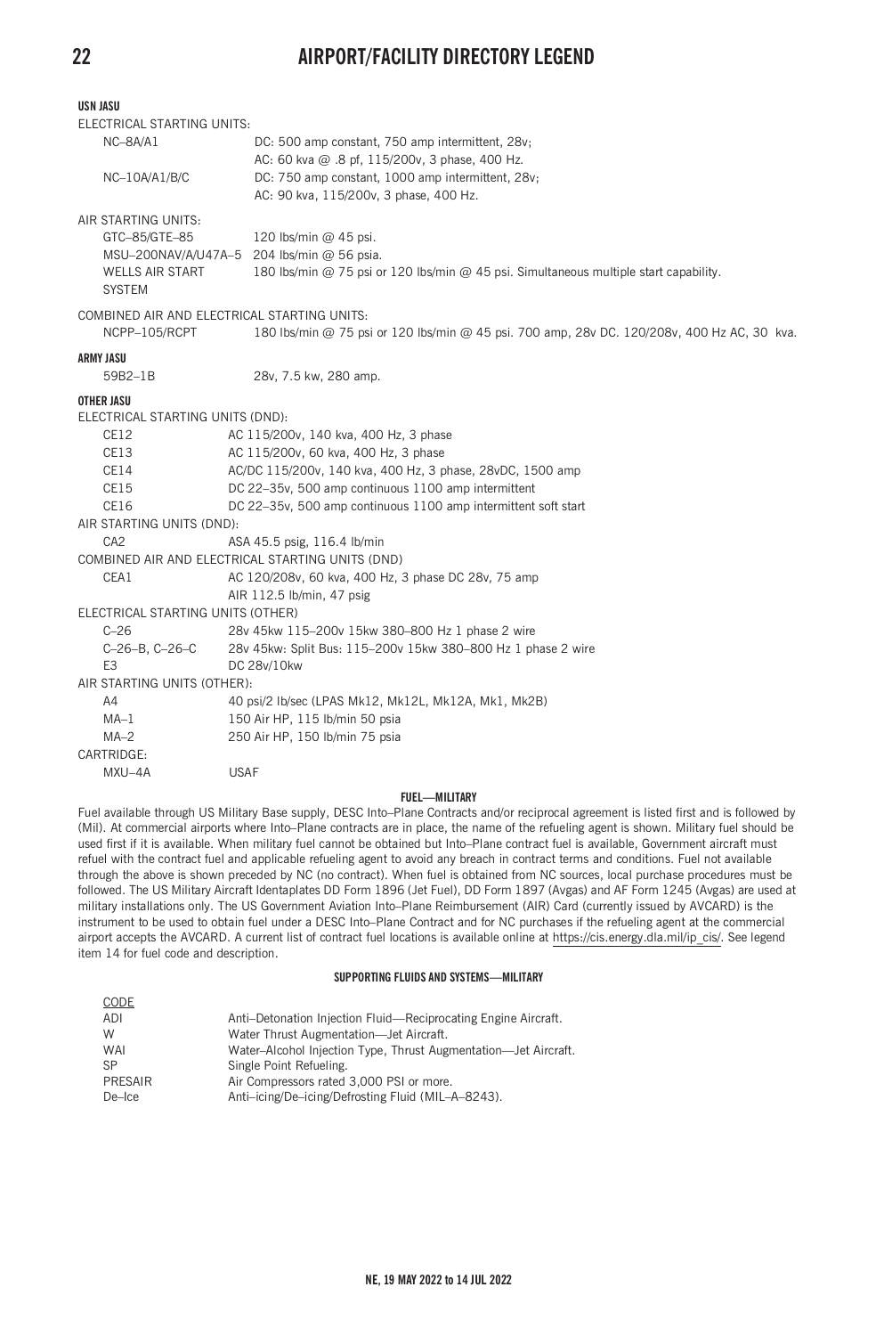### USN JASU

ELECTRICAL STARTING UNITS:

| | |
|---|---|
| NC–8A/A1 | DC: 500 amp constant, 750 amp intermittent, 28v; AC: 60 kva @ .8 pf, 115/200v, 3 phase, 400 Hz. |
| NC–10A/A1/B/C | DC: 750 amp constant, 1000 amp intermittent, 28v; AC: 90 kva, 115/200v, 3 phase, 400 Hz. |

AIR STARTING UNITS:

| | |
|---|---|
| GTC–85/GTE–85 | 120 lbs/min @ 45 psi. |
| MSU–200NAV/A/U47A–5 | 204 lbs/min @ 56 psia. |
| WELLS AIR START SYSTEM | 180 lbs/min @ 75 psi or 120 lbs/min @ 45 psi. Simultaneous multiple start capability. |

COMBINED AIR AND ELECTRICAL STARTING UNITS:

| | |
|---|---|
| NCPP–105/RCPT | 180 lbs/min @ 75 psi or 120 lbs/min @ 45 psi. 700 amp, 28v DC. 120/208v, 400 Hz AC, 30 kva. |

### ARMY JASU

| | |
|---|---|
| 59B2–1B | 28v, 7.5 kw, 280 amp. |

### OTHER JASU

ELECTRICAL STARTING UNITS (DND):

| | |
|---|---|
| CE12 | AC 115/200v, 140 kva, 400 Hz, 3 phase |
| CE13 | AC 115/200v, 60 kva, 400 Hz, 3 phase |
| CE14 | AC/DC 115/200v, 140 kva, 400 Hz, 3 phase, 28vDC, 1500 amp |
| CE15 | DC 22–35v, 500 amp continuous 1100 amp intermittent |
| CE16 | DC 22–35v, 500 amp continuous 1100 amp intermittent soft start |

AIR STARTING UNITS (DND):

| | |
|---|---|
| CA2 | ASA 45.5 psig, 116.4 lb/min |

COMBINED AIR AND ELECTRICAL STARTING UNITS (DND)

| | |
|---|---|
| CEA1 | AC 120/208v, 60 kva, 400 Hz, 3 phase DC 28v, 75 amp AIR 112.5 lb/min, 47 psig |

ELECTRICAL STARTING UNITS (OTHER)

| | |
|---|---|
| C–26 | 28v 45kw 115–200v 15kw 380–800 Hz 1 phase 2 wire |
| C–26–B, C–26–C | 28v 45kw: Split Bus: 115–200v 15kw 380–800 Hz 1 phase 2 wire |
| E3 | DC 28v/10kw |

AIR STARTING UNITS (OTHER):

| | |
|---|---|
| A4 | 40 psi/2 lb/sec (LPAS Mk12, Mk12L, Mk12A, Mk1, Mk2B) |
| MA–1 | 150 Air HP, 115 lb/min 50 psia |
| MA–2 | 250 Air HP, 150 lb/min 75 psia |

CARTRIDGE:

| | |
|---|---|
| MXU–4A | USAF |

#### FUEL—MILITARY

Fuel available through US Military Base supply, DESC Into–Plane Contracts and/or reciprocal agreement is listed first and is followed by (Mil). At commercial airports where Into–Plane contracts are in place, the name of the refueling agent is shown. Military fuel should be used first if it is available. When military fuel cannot be obtained but Into–Plane contract fuel is available, Government aircraft must refuel with the contract fuel and applicable refueling agent to avoid any breach in contract terms and conditions. Fuel not available through the above is shown preceded by NC (no contract). When fuel is obtained from NC sources, local purchase procedures must be followed. The US Military Aircraft Identaplates DD Form 1896 (Jet Fuel), DD Form 1897 (Avgas) and AF Form 1245 (Avgas) are used at military installations only. The US Government Aviation Into–Plane Reimbursement (AIR) Card (currently issued by AVCARD) is the instrument to be used to obtain fuel under a DESC Into–Plane Contract and for NC purchases if the refueling agent at the commercial airport accepts the AVCARD. A current list of contract fuel locations is available online at https://cis.energy.dla.mil/ip_cis/. See legend item 14 for fuel code and description.

#### SUPPORTING FLUIDS AND SYSTEMS—MILITARY

| CODE | |
|---|---|
| ADI | Anti–Detonation Injection Fluid—Reciprocating Engine Aircraft. |
| W | Water Thrust Augmentation—Jet Aircraft. |
| WAI | Water–Alcohol Injection Type, Thrust Augmentation—Jet Aircraft. |
| SP | Single Point Refueling. |
| PRESAIR | Air Compressors rated 3,000 PSI or more. |
| De–Ice | Anti–icing/De–icing/Defrosting Fluid (MIL–A–8243). |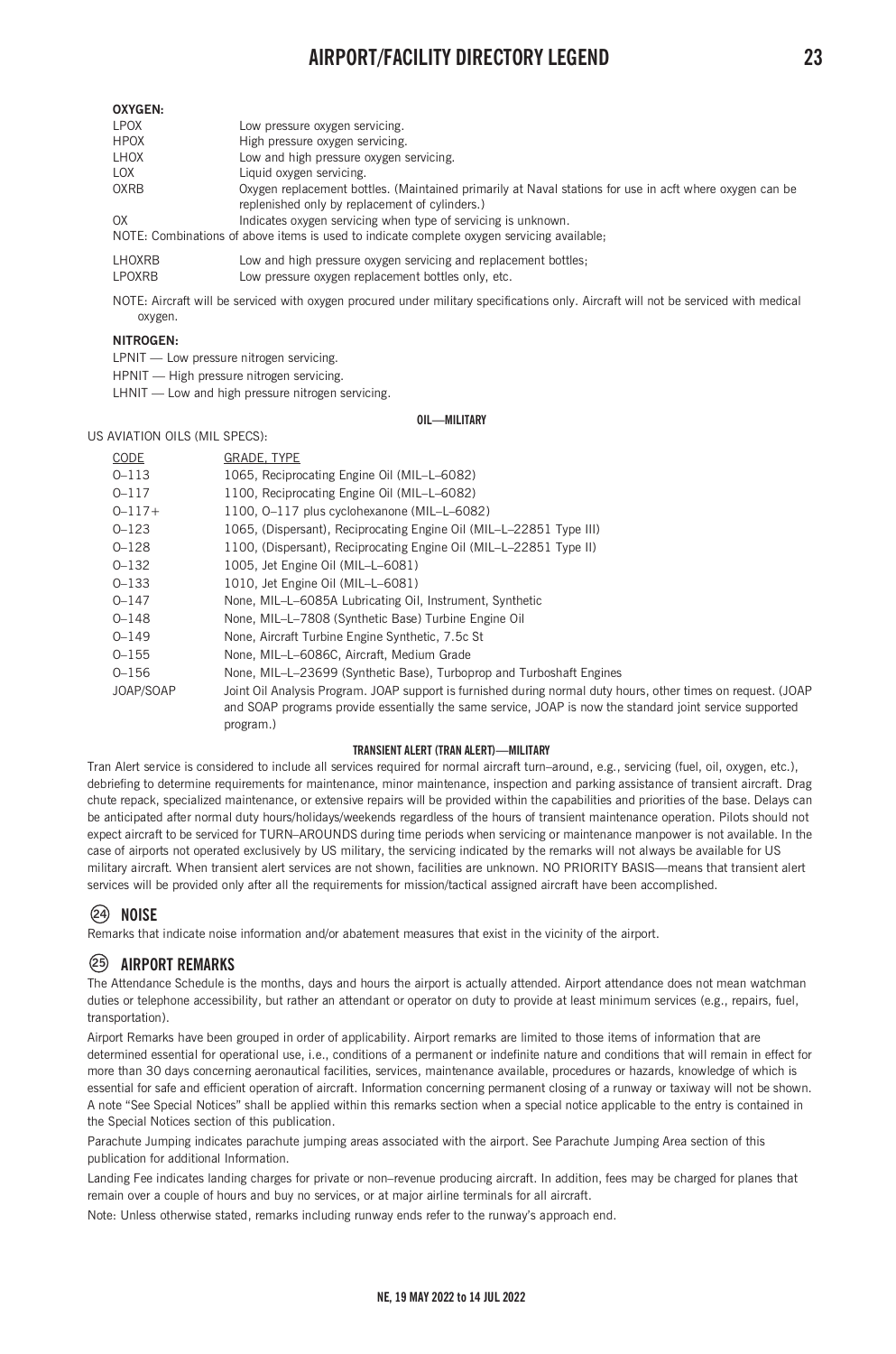**OXYGEN:**

| | |
|---|---|
| LPOX | Low pressure oxygen servicing. |
| HPOX | High pressure oxygen servicing. |
| LHOX | Low and high pressure oxygen servicing. |
| LOX | Liquid oxygen servicing. |
| OXRB | Oxygen replacement bottles. (Maintained primarily at Naval stations for use in acft where oxygen can be replenished only by replacement of cylinders.) |
| OX | Indicates oxygen servicing when type of servicing is unknown. |

NOTE: Combinations of above items is used to indicate complete oxygen servicing available;

| | |
|---|---|
| LHOXRB | Low and high pressure oxygen servicing and replacement bottles; |
| LPOXRB | Low pressure oxygen replacement bottles only, etc. |

NOTE: Aircraft will be serviced with oxygen procured under military specifications only. Aircraft will not be serviced with medical oxygen.

**NITROGEN:**

LPNIT — Low pressure nitrogen servicing.

HPNIT — High pressure nitrogen servicing.

LHNIT — Low and high pressure nitrogen servicing.

### OIL—MILITARY

US AVIATION OILS (MIL SPECS):

| CODE | GRADE, TYPE |
|---|---|
| O–113 | 1065, Reciprocating Engine Oil (MIL–L–6082) |
| O–117 | 1100, Reciprocating Engine Oil (MIL–L–6082) |
| O–117+ | 1100, O–117 plus cyclohexanone (MIL–L–6082) |
| O–123 | 1065, (Dispersant), Reciprocating Engine Oil (MIL–L–22851 Type III) |
| O–128 | 1100, (Dispersant), Reciprocating Engine Oil (MIL–L–22851 Type II) |
| O–132 | 1005, Jet Engine Oil (MIL–L–6081) |
| O–133 | 1010, Jet Engine Oil (MIL–L–6081) |
| O–147 | None, MIL–L–6085A Lubricating Oil, Instrument, Synthetic |
| O–148 | None, MIL–L–7808 (Synthetic Base) Turbine Engine Oil |
| O–149 | None, Aircraft Turbine Engine Synthetic, 7.5c St |
| O–155 | None, MIL–L–6086C, Aircraft, Medium Grade |
| O–156 | None, MIL–L–23699 (Synthetic Base), Turboprop and Turboshaft Engines |
| JOAP/SOAP | Joint Oil Analysis Program. JOAP support is furnished during normal duty hours, other times on request. (JOAP and SOAP programs provide essentially the same service, JOAP is now the standard joint service supported program.) |

### TRANSIENT ALERT (TRAN ALERT)—MILITARY

Tran Alert service is considered to include all services required for normal aircraft turn–around, e.g., servicing (fuel, oil, oxygen, etc.), debriefing to determine requirements for maintenance, minor maintenance, inspection and parking assistance of transient aircraft. Drag chute repack, specialized maintenance, or extensive repairs will be provided within the capabilities and priorities of the base. Delays can be anticipated after normal duty hours/holidays/weekends regardless of the hours of transient maintenance operation. Pilots should not expect aircraft to be serviced for TURN–AROUNDS during time periods when servicing or maintenance manpower is not available. In the case of airports not operated exclusively by US military, the servicing indicated by the remarks will not always be available for US military aircraft. When transient alert services are not shown, facilities are unknown. NO PRIORITY BASIS—means that transient alert services will be provided only after all the requirements for mission/tactical assigned aircraft have been accomplished.

## ㉔ NOISE

Remarks that indicate noise information and/or abatement measures that exist in the vicinity of the airport.

## ㉕ AIRPORT REMARKS

The Attendance Schedule is the months, days and hours the airport is actually attended. Airport attendance does not mean watchman duties or telephone accessibility, but rather an attendant or operator on duty to provide at least minimum services (e.g., repairs, fuel, transportation).

Airport Remarks have been grouped in order of applicability. Airport remarks are limited to those items of information that are determined essential for operational use, i.e., conditions of a permanent or indefinite nature and conditions that will remain in effect for more than 30 days concerning aeronautical facilities, services, maintenance available, procedures or hazards, knowledge of which is essential for safe and efficient operation of aircraft. Information concerning permanent closing of a runway or taxiway will not be shown. A note "See Special Notices" shall be applied within this remarks section when a special notice applicable to the entry is contained in the Special Notices section of this publication.

Parachute Jumping indicates parachute jumping areas associated with the airport. See Parachute Jumping Area section of this publication for additional Information.

Landing Fee indicates landing charges for private or non–revenue producing aircraft. In addition, fees may be charged for planes that remain over a couple of hours and buy no services, or at major airline terminals for all aircraft.

Note: Unless otherwise stated, remarks including runway ends refer to the runway's approach end.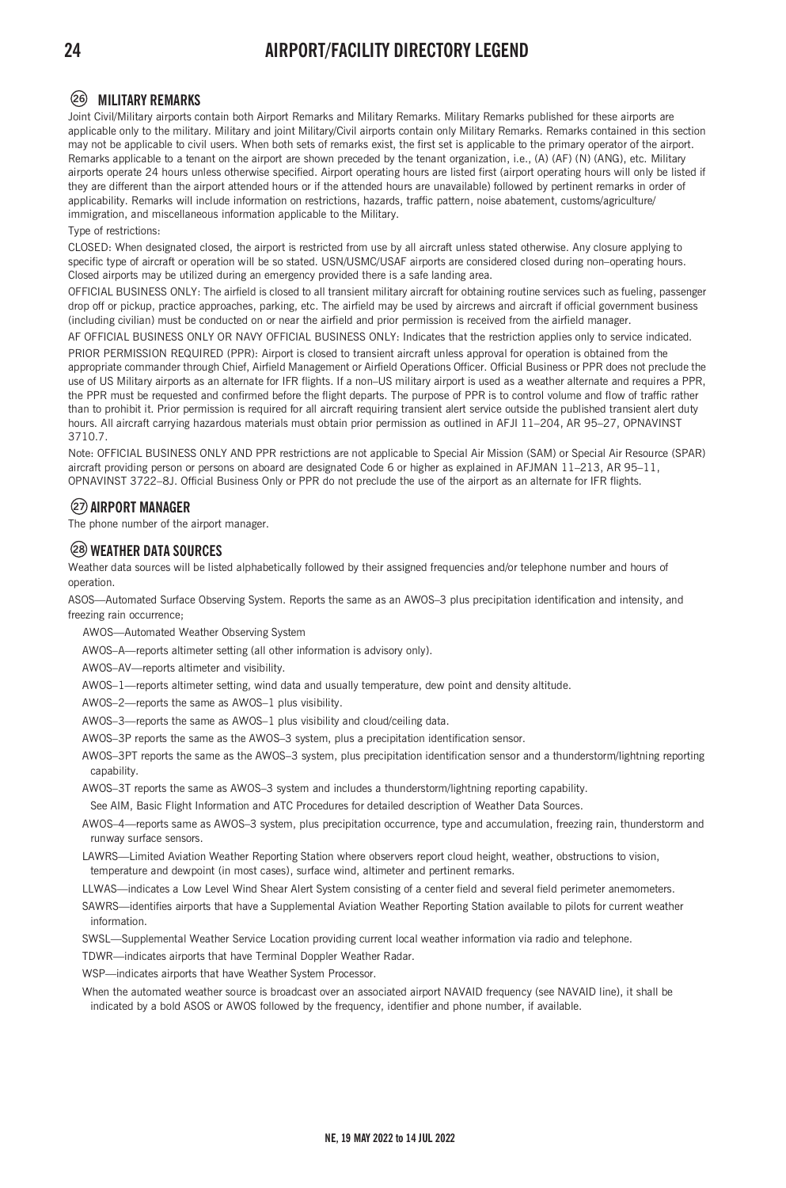## ㉖ MILITARY REMARKS

Joint Civil/Military airports contain both Airport Remarks and Military Remarks. Military Remarks published for these airports are applicable only to the military. Military and joint Military/Civil airports contain only Military Remarks. Remarks contained in this section may not be applicable to civil users. When both sets of remarks exist, the first set is applicable to the primary operator of the airport. Remarks applicable to a tenant on the airport are shown preceded by the tenant organization, i.e., (A) (AF) (N) (ANG), etc. Military airports operate 24 hours unless otherwise specified. Airport operating hours are listed first (airport operating hours will only be listed if they are different than the airport attended hours or if the attended hours are unavailable) followed by pertinent remarks in order of applicability. Remarks will include information on restrictions, hazards, traffic pattern, noise abatement, customs/agriculture/immigration, and miscellaneous information applicable to the Military.

Type of restrictions:

CLOSED: When designated closed, the airport is restricted from use by all aircraft unless stated otherwise. Any closure applying to specific type of aircraft or operation will be so stated. USN/USMC/USAF airports are considered closed during non–operating hours. Closed airports may be utilized during an emergency provided there is a safe landing area.

OFFICIAL BUSINESS ONLY: The airfield is closed to all transient military aircraft for obtaining routine services such as fueling, passenger drop off or pickup, practice approaches, parking, etc. The airfield may be used by aircrews and aircraft if official government business (including civilian) must be conducted on or near the airfield and prior permission is received from the airfield manager.

AF OFFICIAL BUSINESS ONLY OR NAVY OFFICIAL BUSINESS ONLY: Indicates that the restriction applies only to service indicated.

PRIOR PERMISSION REQUIRED (PPR): Airport is closed to transient aircraft unless approval for operation is obtained from the appropriate commander through Chief, Airfield Management or Airfield Operations Officer. Official Business or PPR does not preclude the use of US Military airports as an alternate for IFR flights. If a non–US military airport is used as a weather alternate and requires a PPR, the PPR must be requested and confirmed before the flight departs. The purpose of PPR is to control volume and flow of traffic rather than to prohibit it. Prior permission is required for all aircraft requiring transient alert service outside the published transient alert duty hours. All aircraft carrying hazardous materials must obtain prior permission as outlined in AFJI 11–204, AR 95–27, OPNAVINST 3710.7.

Note: OFFICIAL BUSINESS ONLY AND PPR restrictions are not applicable to Special Air Mission (SAM) or Special Air Resource (SPAR) aircraft providing person or persons on aboard are designated Code 6 or higher as explained in AFJMAN 11–213, AR 95–11, OPNAVINST 3722–8J. Official Business Only or PPR do not preclude the use of the airport as an alternate for IFR flights.

## ㉗ AIRPORT MANAGER

The phone number of the airport manager.

## ㉘ WEATHER DATA SOURCES

Weather data sources will be listed alphabetically followed by their assigned frequencies and/or telephone number and hours of operation.

ASOS—Automated Surface Observing System. Reports the same as an AWOS–3 plus precipitation identification and intensity, and freezing rain occurrence;

AWOS—Automated Weather Observing System

AWOS–A—reports altimeter setting (all other information is advisory only).

AWOS–AV—reports altimeter and visibility.

AWOS–1—reports altimeter setting, wind data and usually temperature, dew point and density altitude.

AWOS–2—reports the same as AWOS–1 plus visibility.

AWOS–3—reports the same as AWOS–1 plus visibility and cloud/ceiling data.

AWOS–3P reports the same as the AWOS–3 system, plus a precipitation identification sensor.

AWOS–3PT reports the same as the AWOS–3 system, plus precipitation identification sensor and a thunderstorm/lightning reporting capability.

AWOS–3T reports the same as AWOS–3 system and includes a thunderstorm/lightning reporting capability.

See AIM, Basic Flight Information and ATC Procedures for detailed description of Weather Data Sources.

AWOS–4—reports same as AWOS–3 system, plus precipitation occurrence, type and accumulation, freezing rain, thunderstorm and runway surface sensors.

LAWRS—Limited Aviation Weather Reporting Station where observers report cloud height, weather, obstructions to vision, temperature and dewpoint (in most cases), surface wind, altimeter and pertinent remarks.

LLWAS—indicates a Low Level Wind Shear Alert System consisting of a center field and several field perimeter anemometers.

SAWRS—identifies airports that have a Supplemental Aviation Weather Reporting Station available to pilots for current weather information.

SWSL—Supplemental Weather Service Location providing current local weather information via radio and telephone.

TDWR—indicates airports that have Terminal Doppler Weather Radar.

WSP—indicates airports that have Weather System Processor.

When the automated weather source is broadcast over an associated airport NAVAID frequency (see NAVAID line), it shall be indicated by a bold ASOS or AWOS followed by the frequency, identifier and phone number, if available.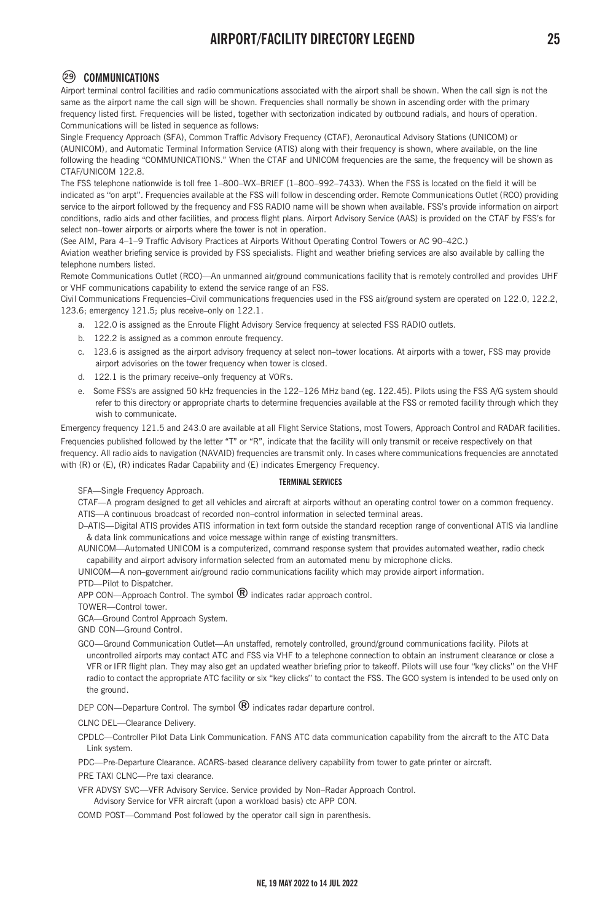## ㉙ COMMUNICATIONS

Airport terminal control facilities and radio communications associated with the airport shall be shown. When the call sign is not the same as the airport name the call sign will be shown. Frequencies shall normally be shown in ascending order with the primary frequency listed first. Frequencies will be listed, together with sectorization indicated by outbound radials, and hours of operation. Communications will be listed in sequence as follows:

Single Frequency Approach (SFA), Common Traffic Advisory Frequency (CTAF), Aeronautical Advisory Stations (UNICOM) or (AUNICOM), and Automatic Terminal Information Service (ATIS) along with their frequency is shown, where available, on the line following the heading "COMMUNICATIONS." When the CTAF and UNICOM frequencies are the same, the frequency will be shown as CTAF/UNICOM 122.8.

The FSS telephone nationwide is toll free 1–800–WX–BRIEF (1–800–992–7433). When the FSS is located on the field it will be indicated as "on arpt". Frequencies available at the FSS will follow in descending order. Remote Communications Outlet (RCO) providing service to the airport followed by the frequency and FSS RADIO name will be shown when available. FSS's provide information on airport conditions, radio aids and other facilities, and process flight plans. Airport Advisory Service (AAS) is provided on the CTAF by FSS's for select non–tower airports or airports where the tower is not in operation.

(See AIM, Para 4–1–9 Traffic Advisory Practices at Airports Without Operating Control Towers or AC 90–42C.)

Aviation weather briefing service is provided by FSS specialists. Flight and weather briefing services are also available by calling the telephone numbers listed.

Remote Communications Outlet (RCO)—An unmanned air/ground communications facility that is remotely controlled and provides UHF or VHF communications capability to extend the service range of an FSS.

Civil Communications Frequencies–Civil communications frequencies used in the FSS air/ground system are operated on 122.0, 122.2, 123.6; emergency 121.5; plus receive–only on 122.1.

a. 122.0 is assigned as the Enroute Flight Advisory Service frequency at selected FSS RADIO outlets.
b. 122.2 is assigned as a common enroute frequency.
c. 123.6 is assigned as the airport advisory frequency at select non–tower locations. At airports with a tower, FSS may provide airport advisories on the tower frequency when tower is closed.
d. 122.1 is the primary receive–only frequency at VOR's.
e. Some FSS's are assigned 50 kHz frequencies in the 122–126 MHz band (eg. 122.45). Pilots using the FSS A/G system should refer to this directory or appropriate charts to determine frequencies available at the FSS or remoted facility through which they wish to communicate.

Emergency frequency 121.5 and 243.0 are available at all Flight Service Stations, most Towers, Approach Control and RADAR facilities.

Frequencies published followed by the letter "T" or "R", indicate that the facility will only transmit or receive respectively on that frequency. All radio aids to navigation (NAVAID) frequencies are transmit only. In cases where communications frequencies are annotated with (R) or (E), (R) indicates Radar Capability and (E) indicates Emergency Frequency.

### TERMINAL SERVICES

SFA—Single Frequency Approach.

CTAF—A program designed to get all vehicles and aircraft at airports without an operating control tower on a common frequency.

ATIS—A continuous broadcast of recorded non–control information in selected terminal areas.

D–ATIS—Digital ATIS provides ATIS information in text form outside the standard reception range of conventional ATIS via landline & data link communications and voice message within range of existing transmitters.

AUNICOM—Automated UNICOM is a computerized, command response system that provides automated weather, radio check capability and airport advisory information selected from an automated menu by microphone clicks.

UNICOM—A non–government air/ground radio communications facility which may provide airport information.

PTD—Pilot to Dispatcher.

APP CON—Approach Control. The symbol ® indicates radar approach control.

TOWER—Control tower.

GCA—Ground Control Approach System.

GND CON—Ground Control.

GCO—Ground Communication Outlet—An unstaffed, remotely controlled, ground/ground communications facility. Pilots at uncontrolled airports may contact ATC and FSS via VHF to a telephone connection to obtain an instrument clearance or close a VFR or IFR flight plan. They may also get an updated weather briefing prior to takeoff. Pilots will use four "key clicks" on the VHF radio to contact the appropriate ATC facility or six "key clicks" to contact the FSS. The GCO system is intended to be used only on the ground.

DEP CON—Departure Control. The symbol ® indicates radar departure control.

CLNC DEL—Clearance Delivery.

CPDLC—Controller Pilot Data Link Communication. FANS ATC data communication capability from the aircraft to the ATC Data Link system.

PDC—Pre-Departure Clearance. ACARS-based clearance delivery capability from tower to gate printer or aircraft.

PRE TAXI CLNC—Pre taxi clearance.

VFR ADVSY SVC—VFR Advisory Service. Service provided by Non–Radar Approach Control.
Advisory Service for VFR aircraft (upon a workload basis) ctc APP CON.

COMD POST—Command Post followed by the operator call sign in parenthesis.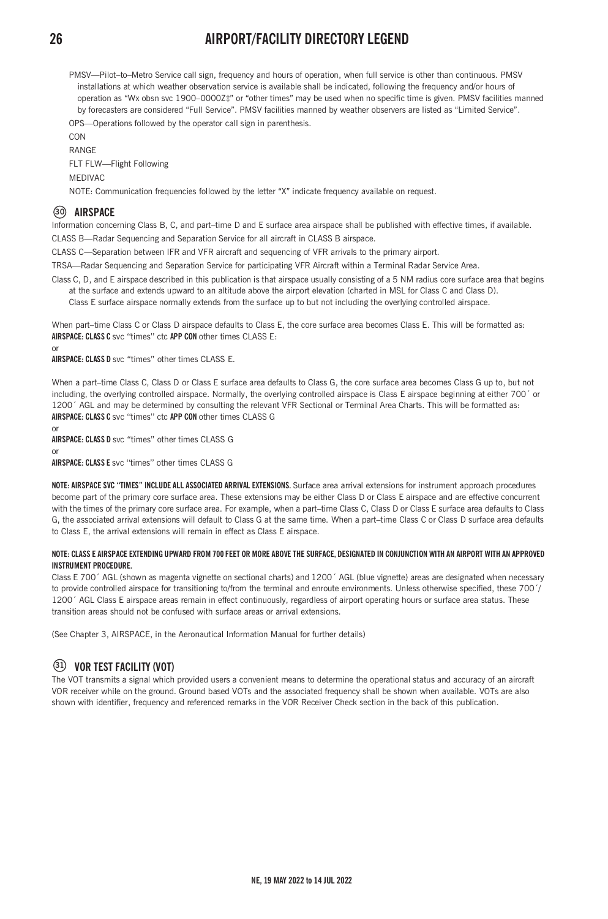PMSV—Pilot–to–Metro Service call sign, frequency and hours of operation, when full service is other than continuous. PMSV installations at which weather observation service is available shall be indicated, following the frequency and/or hours of operation as "Wx obsn svc 1900–0000Z‡" or "other times" may be used when no specific time is given. PMSV facilities manned by forecasters are considered "Full Service". PMSV facilities manned by weather observers are listed as "Limited Service".

OPS—Operations followed by the operator call sign in parenthesis.

CON

RANGE

FLT FLW—Flight Following

MEDIVAC

NOTE: Communication frequencies followed by the letter "X" indicate frequency available on request.

## ㉚ AIRSPACE

Information concerning Class B, C, and part–time D and E surface area airspace shall be published with effective times, if available.

CLASS B—Radar Sequencing and Separation Service for all aircraft in CLASS B airspace.

CLASS C—Separation between IFR and VFR aircraft and sequencing of VFR arrivals to the primary airport.

TRSA—Radar Sequencing and Separation Service for participating VFR Aircraft within a Terminal Radar Service Area.

Class C, D, and E airspace described in this publication is that airspace usually consisting of a 5 NM radius core surface area that begins at the surface and extends upward to an altitude above the airport elevation (charted in MSL for Class C and Class D). Class E surface airspace normally extends from the surface up to but not including the overlying controlled airspace.

When part–time Class C or Class D airspace defaults to Class E, the core surface area becomes Class E. This will be formatted as:
**AIRSPACE: CLASS C** svc "times" ctc **APP CON** other times CLASS E:

or

**AIRSPACE: CLASS D** svc "times" other times CLASS E.

When a part–time Class C, Class D or Class E surface area defaults to Class G, the core surface area becomes Class G up to, but not including, the overlying controlled airspace. Normally, the overlying controlled airspace is Class E airspace beginning at either 700´ or 1200´ AGL and may be determined by consulting the relevant VFR Sectional or Terminal Area Charts. This will be formatted as:
**AIRSPACE: CLASS C** svc "times" ctc **APP CON** other times CLASS G

or

**AIRSPACE: CLASS D** svc "times" other times CLASS G

or

**AIRSPACE: CLASS E** svc "times" other times CLASS G

**NOTE: AIRSPACE SVC "TIMES" INCLUDE ALL ASSOCIATED ARRIVAL EXTENSIONS.** Surface area arrival extensions for instrument approach procedures become part of the primary core surface area. These extensions may be either Class D or Class E airspace and are effective concurrent with the times of the primary core surface area. For example, when a part–time Class C, Class D or Class E surface area defaults to Class G, the associated arrival extensions will default to Class G at the same time. When a part–time Class C or Class D surface area defaults to Class E, the arrival extensions will remain in effect as Class E airspace.

**NOTE: CLASS E AIRSPACE EXTENDING UPWARD FROM 700 FEET OR MORE ABOVE THE SURFACE, DESIGNATED IN CONJUNCTION WITH AN AIRPORT WITH AN APPROVED INSTRUMENT PROCEDURE.**

Class E 700´ AGL (shown as magenta vignette on sectional charts) and 1200´ AGL (blue vignette) areas are designated when necessary to provide controlled airspace for transitioning to/from the terminal and enroute environments. Unless otherwise specified, these 700´/ 1200´ AGL Class E airspace areas remain in effect continuously, regardless of airport operating hours or surface area status. These transition areas should not be confused with surface areas or arrival extensions.

(See Chapter 3, AIRSPACE, in the Aeronautical Information Manual for further details)

## ㉛ VOR TEST FACILITY (VOT)

The VOT transmits a signal which provided users a convenient means to determine the operational status and accuracy of an aircraft VOR receiver while on the ground. Ground based VOTs and the associated frequency shall be shown when available. VOTs are also shown with identifier, frequency and referenced remarks in the VOR Receiver Check section in the back of this publication.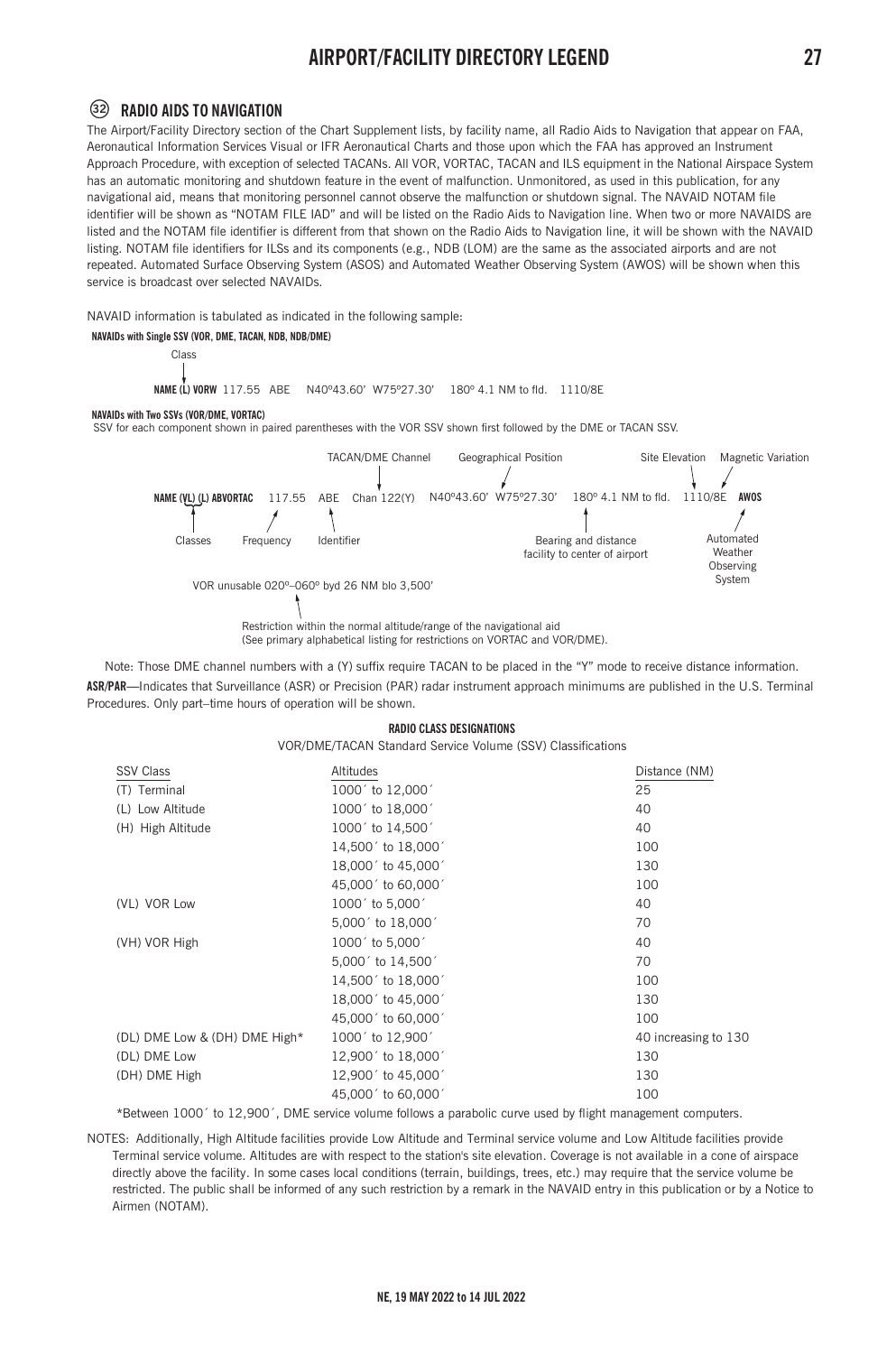## ㉜ RADIO AIDS TO NAVIGATION

The Airport/Facility Directory section of the Chart Supplement lists, by facility name, all Radio Aids to Navigation that appear on FAA, Aeronautical Information Services Visual or IFR Aeronautical Charts and those upon which the FAA has approved an Instrument Approach Procedure, with exception of selected TACANs. All VOR, VORTAC, TACAN and ILS equipment in the National Airspace System has an automatic monitoring and shutdown feature in the event of malfunction. Unmonitored, as used in this publication, for any navigational aid, means that monitoring personnel cannot observe the malfunction or shutdown signal. The NAVAID NOTAM file identifier will be shown as "NOTAM FILE IAD" and will be listed on the Radio Aids to Navigation line. When two or more NAVAIDS are listed and the NOTAM file identifier is different from that shown on the Radio Aids to Navigation line, it will be shown with the NAVAID listing. NOTAM file identifiers for ILSs and its components (e.g., NDB (LOM) are the same as the associated airports and are not repeated. Automated Surface Observing System (ASOS) and Automated Weather Observing System (AWOS) will be shown when this service is broadcast over selected NAVAIDs.

NAVAID information is tabulated as indicated in the following sample:

**NAVAIDs with Single SSV (VOR, DME, TACAN, NDB, NDB/DME)**

Class

**NAME (L) VORW** 117.55 ABE N40º43.60' W75º27.30' 180º 4.1 NM to fld. 1110/8E

**NAVAIDs with Two SSVs (VOR/DME, VORTAC)**

SSV for each component shown in paired parentheses with the VOR SSV shown first followed by the DME or TACAN SSV.

TACAN/DME Channel — Geographical Position — Site Elevation — Magnetic Variation

**NAME (VL) (L) ABVORTAC** 117.55 ABE Chan 122(Y) N40º43.60' W75º27.30' 180º 4.1 NM to fld. 1110/8E **AWOS**

Classes — Frequency — Identifier — Bearing and distance facility to center of airport — Automated Weather Observing System

VOR unusable 020º–060º byd 26 NM blo 3,500'

Restriction within the normal altitude/range of the navigational aid (See primary alphabetical listing for restrictions on VORTAC and VOR/DME).

Note: Those DME channel numbers with a (Y) suffix require TACAN to be placed in the "Y" mode to receive distance information.

**ASR/PAR**—Indicates that Surveillance (ASR) or Precision (PAR) radar instrument approach minimums are published in the U.S. Terminal Procedures. Only part–time hours of operation will be shown.

### RADIO CLASS DESIGNATIONS

VOR/DME/TACAN Standard Service Volume (SSV) Classifications

| SSV Class | Altitudes | Distance (NM) |
|---|---|---|
| (T) Terminal | 1000´ to 12,000´ | 25 |
| (L) Low Altitude | 1000´ to 18,000´ | 40 |
| (H) High Altitude | 1000´ to 14,500´ | 40 |
| | 14,500´ to 18,000´ | 100 |
| | 18,000´ to 45,000´ | 130 |
| | 45,000´ to 60,000´ | 100 |
| (VL) VOR Low | 1000´ to 5,000´ | 40 |
| | 5,000´ to 18,000´ | 70 |
| (VH) VOR High | 1000´ to 5,000´ | 40 |
| | 5,000´ to 14,500´ | 70 |
| | 14,500´ to 18,000´ | 100 |
| | 18,000´ to 45,000´ | 130 |
| | 45,000´ to 60,000´ | 100 |
| (DL) DME Low & (DH) DME High* | 1000´ to 12,900´ | 40 increasing to 130 |
| (DL) DME Low | 12,900´ to 18,000´ | 130 |
| (DH) DME High | 12,900´ to 45,000´ | 130 |
| | 45,000´ to 60,000´ | 100 |

*Between 1000´ to 12,900´, DME service volume follows a parabolic curve used by flight management computers.

NOTES: Additionally, High Altitude facilities provide Low Altitude and Terminal service volume and Low Altitude facilities provide Terminal service volume. Altitudes are with respect to the station's site elevation. Coverage is not available in a cone of airspace directly above the facility. In some cases local conditions (terrain, buildings, trees, etc.) may require that the service volume be restricted. The public shall be informed of any such restriction by a remark in the NAVAID entry in this publication or by a Notice to Airmen (NOTAM).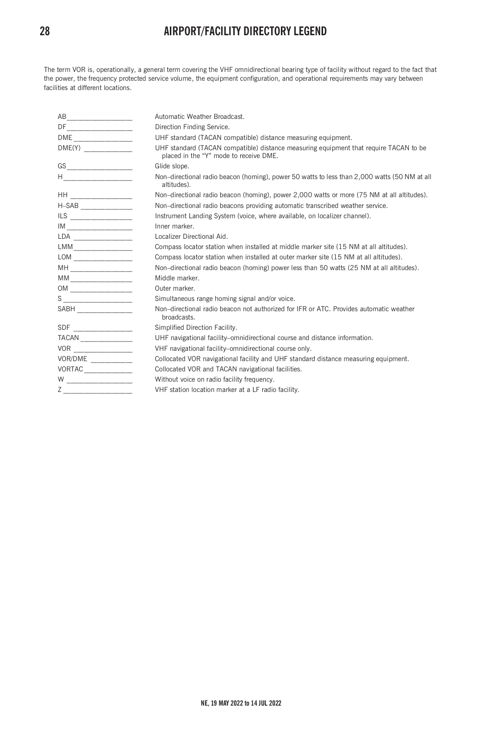The term VOR is, operationally, a general term covering the VHF omnidirectional bearing type of facility without regard to the fact that the power, the frequency protected service volume, the equipment configuration, and operational requirements may vary between facilities at different locations.

| | |
|---|---|
| AB | Automatic Weather Broadcast. |
| DF | Direction Finding Service. |
| DME | UHF standard (TACAN compatible) distance measuring equipment. |
| DME(Y) | UHF standard (TACAN compatible) distance measuring equipment that require TACAN to be placed in the "Y" mode to receive DME. |
| GS | Glide slope. |
| H | Non–directional radio beacon (homing), power 50 watts to less than 2,000 watts (50 NM at all altitudes). |
| HH | Non–directional radio beacon (homing), power 2,000 watts or more (75 NM at all altitudes). |
| H–SAB | Non–directional radio beacons providing automatic transcribed weather service. |
| ILS | Instrument Landing System (voice, where available, on localizer channel). |
| IM | Inner marker. |
| LDA | Localizer Directional Aid. |
| LMM | Compass locator station when installed at middle marker site (15 NM at all altitudes). |
| LOM | Compass locator station when installed at outer marker site (15 NM at all altitudes). |
| MH | Non–directional radio beacon (homing) power less than 50 watts (25 NM at all altitudes). |
| MM | Middle marker. |
| OM | Outer marker. |
| S | Simultaneous range homing signal and/or voice. |
| SABH | Non–directional radio beacon not authorized for IFR or ATC. Provides automatic weather broadcasts. |
| SDF | Simplified Direction Facility. |
| TACAN | UHF navigational facility–omnidirectional course and distance information. |
| VOR | VHF navigational facility–omnidirectional course only. |
| VOR/DME | Collocated VOR navigational facility and UHF standard distance measuring equipment. |
| VORTAC | Collocated VOR and TACAN navigational facilities. |
| W | Without voice on radio facility frequency. |
| Z | VHF station location marker at a LF radio facility. |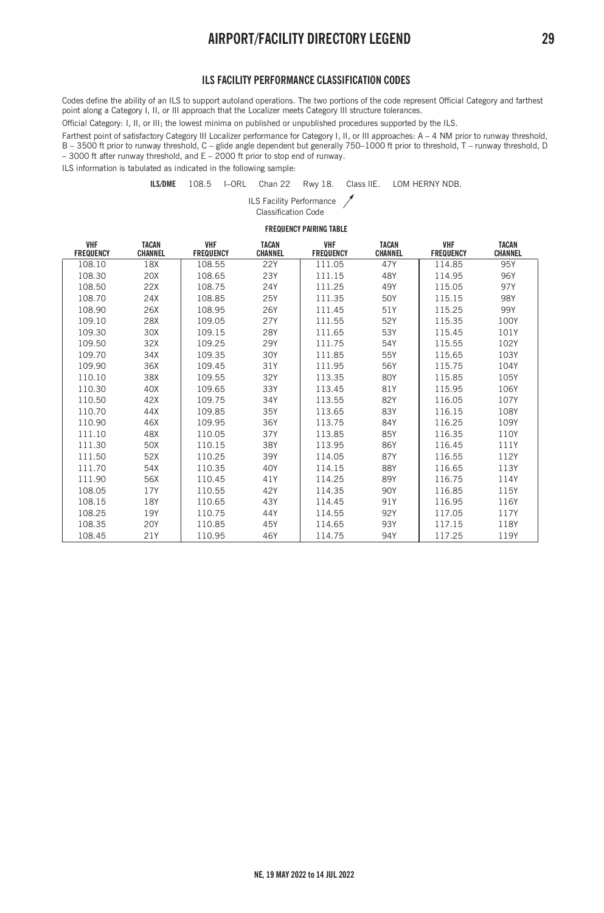## ILS FACILITY PERFORMANCE CLASSIFICATION CODES

Codes define the ability of an ILS to support autoland operations. The two portions of the code represent Official Category and farthest point along a Category I, II, or III approach that the Localizer meets Category III structure tolerances.

Official Category: I, II, or III; the lowest minima on published or unpublished procedures supported by the ILS.

Farthest point of satisfactory Category III Localizer performance for Category I, II, or III approaches: A – 4 NM prior to runway threshold, B – 3500 ft prior to runway threshold, C – glide angle dependent but generally 750–1000 ft prior to threshold, T – runway threshold, D – 3000 ft after runway threshold, and E – 2000 ft prior to stop end of runway.

ILS information is tabulated as indicated in the following sample:

**ILS/DME** 108.5 I–ORL Chan 22 Rwy 18. Class IIE. LOM HERNY NDB.

ILS Facility Performance Classification Code

### FREQUENCY PAIRING TABLE

| VHF FREQUENCY | TACAN CHANNEL | VHF FREQUENCY | TACAN CHANNEL | VHF FREQUENCY | TACAN CHANNEL | VHF FREQUENCY | TACAN CHANNEL |
|---|---|---|---|---|---|---|---|
| 108.10 | 18X | 108.55 | 22Y | 111.05 | 47Y | 114.85 | 95Y |
| 108.30 | 20X | 108.65 | 23Y | 111.15 | 48Y | 114.95 | 96Y |
| 108.50 | 22X | 108.75 | 24Y | 111.25 | 49Y | 115.05 | 97Y |
| 108.70 | 24X | 108.85 | 25Y | 111.35 | 50Y | 115.15 | 98Y |
| 108.90 | 26X | 108.95 | 26Y | 111.45 | 51Y | 115.25 | 99Y |
| 109.10 | 28X | 109.05 | 27Y | 111.55 | 52Y | 115.35 | 100Y |
| 109.30 | 30X | 109.15 | 28Y | 111.65 | 53Y | 115.45 | 101Y |
| 109.50 | 32X | 109.25 | 29Y | 111.75 | 54Y | 115.55 | 102Y |
| 109.70 | 34X | 109.35 | 30Y | 111.85 | 55Y | 115.65 | 103Y |
| 109.90 | 36X | 109.45 | 31Y | 111.95 | 56Y | 115.75 | 104Y |
| 110.10 | 38X | 109.55 | 32Y | 113.35 | 80Y | 115.85 | 105Y |
| 110.30 | 40X | 109.65 | 33Y | 113.45 | 81Y | 115.95 | 106Y |
| 110.50 | 42X | 109.75 | 34Y | 113.55 | 82Y | 116.05 | 107Y |
| 110.70 | 44X | 109.85 | 35Y | 113.65 | 83Y | 116.15 | 108Y |
| 110.90 | 46X | 109.95 | 36Y | 113.75 | 84Y | 116.25 | 109Y |
| 111.10 | 48X | 110.05 | 37Y | 113.85 | 85Y | 116.35 | 110Y |
| 111.30 | 50X | 110.15 | 38Y | 113.95 | 86Y | 116.45 | 111Y |
| 111.50 | 52X | 110.25 | 39Y | 114.05 | 87Y | 116.55 | 112Y |
| 111.70 | 54X | 110.35 | 40Y | 114.15 | 88Y | 116.65 | 113Y |
| 111.90 | 56X | 110.45 | 41Y | 114.25 | 89Y | 116.75 | 114Y |
| 108.05 | 17Y | 110.55 | 42Y | 114.35 | 90Y | 116.85 | 115Y |
| 108.15 | 18Y | 110.65 | 43Y | 114.45 | 91Y | 116.95 | 116Y |
| 108.25 | 19Y | 110.75 | 44Y | 114.55 | 92Y | 117.05 | 117Y |
| 108.35 | 20Y | 110.85 | 45Y | 114.65 | 93Y | 117.15 | 118Y |
| 108.45 | 21Y | 110.95 | 46Y | 114.75 | 94Y | 117.25 | 119Y |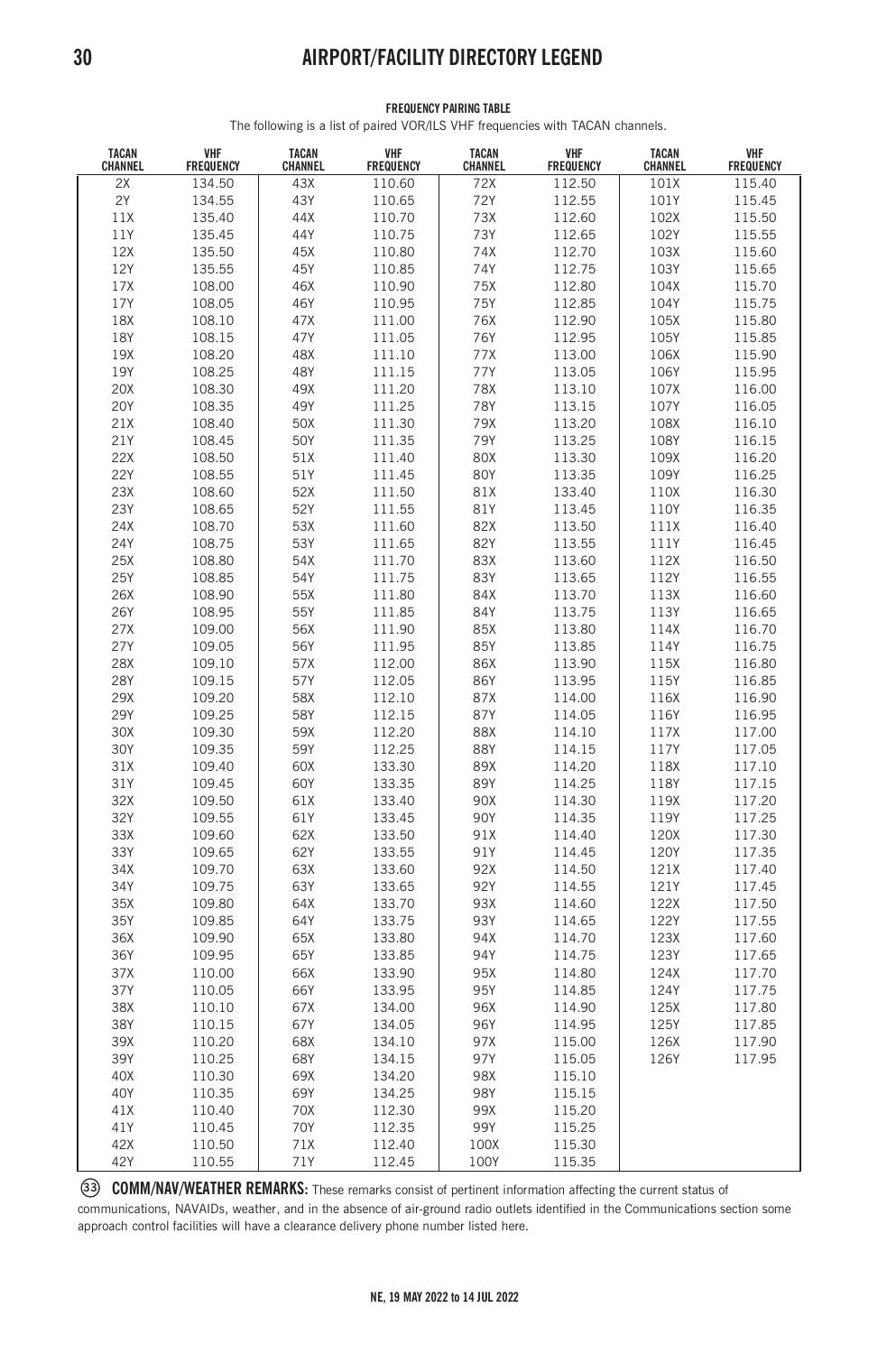# AIRPORT/FACILITY DIRECTORY LEGEND

**FREQUENCY PAIRING TABLE**

The following is a list of paired VOR/ILS VHF frequencies with TACAN channels.

| TACAN CHANNEL | VHF FREQUENCY | TACAN CHANNEL | VHF FREQUENCY | TACAN CHANNEL | VHF FREQUENCY | TACAN CHANNEL | VHF FREQUENCY |
|---|---|---|---|---|---|---|---|
| 2X | 134.50 | 43X | 110.60 | 72X | 112.50 | 101X | 115.40 |
| 2Y | 134.55 | 43Y | 110.65 | 72Y | 112.55 | 101Y | 115.45 |
| 11X | 135.40 | 44X | 110.70 | 73X | 112.60 | 102X | 115.50 |
| 11Y | 135.45 | 44Y | 110.75 | 73Y | 112.65 | 102Y | 115.55 |
| 12X | 135.50 | 45X | 110.80 | 74X | 112.70 | 103X | 115.60 |
| 12Y | 135.55 | 45Y | 110.85 | 74Y | 112.75 | 103Y | 115.65 |
| 17X | 108.00 | 46X | 110.90 | 75X | 112.80 | 104X | 115.70 |
| 17Y | 108.05 | 46Y | 110.95 | 75Y | 112.85 | 104Y | 115.75 |
| 18X | 108.10 | 47X | 111.00 | 76X | 112.90 | 105X | 115.80 |
| 18Y | 108.15 | 47Y | 111.05 | 76Y | 112.95 | 105Y | 115.85 |
| 19X | 108.20 | 48X | 111.10 | 77X | 113.00 | 106X | 115.90 |
| 19Y | 108.25 | 48Y | 111.15 | 77Y | 113.05 | 106Y | 115.95 |
| 20X | 108.30 | 49X | 111.20 | 78X | 113.10 | 107X | 116.00 |
| 20Y | 108.35 | 49Y | 111.25 | 78Y | 113.15 | 107Y | 116.05 |
| 21X | 108.40 | 50X | 111.30 | 79X | 113.20 | 108X | 116.10 |
| 21Y | 108.45 | 50Y | 111.35 | 79Y | 113.25 | 108Y | 116.15 |
| 22X | 108.50 | 51X | 111.40 | 80X | 113.30 | 109X | 116.20 |
| 22Y | 108.55 | 51Y | 111.45 | 80Y | 113.35 | 109Y | 116.25 |
| 23X | 108.60 | 52X | 111.50 | 81X | 133.40 | 110X | 116.30 |
| 23Y | 108.65 | 52Y | 111.55 | 81Y | 113.45 | 110Y | 116.35 |
| 24X | 108.70 | 53X | 111.60 | 82X | 113.50 | 111X | 116.40 |
| 24Y | 108.75 | 53Y | 111.65 | 82Y | 113.55 | 111Y | 116.45 |
| 25X | 108.80 | 54X | 111.70 | 83X | 113.60 | 112X | 116.50 |
| 25Y | 108.85 | 54Y | 111.75 | 83Y | 113.65 | 112Y | 116.55 |
| 26X | 108.90 | 55X | 111.80 | 84X | 113.70 | 113X | 116.60 |
| 26Y | 108.95 | 55Y | 111.85 | 84Y | 113.75 | 113Y | 116.65 |
| 27X | 109.00 | 56X | 111.90 | 85X | 113.80 | 114X | 116.70 |
| 27Y | 109.05 | 56Y | 111.95 | 85Y | 113.85 | 114Y | 116.75 |
| 28X | 109.10 | 57X | 112.00 | 86X | 113.90 | 115X | 116.80 |
| 28Y | 109.15 | 57Y | 112.05 | 86Y | 113.95 | 115Y | 116.85 |
| 29X | 109.20 | 58X | 112.10 | 87X | 114.00 | 116X | 116.90 |
| 29Y | 109.25 | 58Y | 112.15 | 87Y | 114.05 | 116Y | 116.95 |
| 30X | 109.30 | 59X | 112.20 | 88X | 114.10 | 117X | 117.00 |
| 30Y | 109.35 | 59Y | 112.25 | 88Y | 114.15 | 117Y | 117.05 |
| 31X | 109.40 | 60X | 133.30 | 89X | 114.20 | 118X | 117.10 |
| 31Y | 109.45 | 60Y | 133.35 | 89Y | 114.25 | 118Y | 117.15 |
| 32X | 109.50 | 61X | 133.40 | 90X | 114.30 | 119X | 117.20 |
| 32Y | 109.55 | 61Y | 133.45 | 90Y | 114.35 | 119Y | 117.25 |
| 33X | 109.60 | 62X | 133.50 | 91X | 114.40 | 120X | 117.30 |
| 33Y | 109.65 | 62Y | 133.55 | 91Y | 114.45 | 120Y | 117.35 |
| 34X | 109.70 | 63X | 133.60 | 92X | 114.50 | 121X | 117.40 |
| 34Y | 109.75 | 63Y | 133.65 | 92Y | 114.55 | 121Y | 117.45 |
| 35X | 109.80 | 64X | 133.70 | 93X | 114.60 | 122X | 117.50 |
| 35Y | 109.85 | 64Y | 133.75 | 93Y | 114.65 | 122Y | 117.55 |
| 36X | 109.90 | 65X | 133.80 | 94X | 114.70 | 123X | 117.60 |
| 36Y | 109.95 | 65Y | 133.85 | 94Y | 114.75 | 123Y | 117.65 |
| 37X | 110.00 | 66X | 133.90 | 95X | 114.80 | 124X | 117.70 |
| 37Y | 110.05 | 66Y | 133.95 | 95Y | 114.85 | 124Y | 117.75 |
| 38X | 110.10 | 67X | 134.00 | 96X | 114.90 | 125X | 117.80 |
| 38Y | 110.15 | 67Y | 134.05 | 96Y | 114.95 | 125Y | 117.85 |
| 39X | 110.20 | 68X | 134.10 | 97X | 115.00 | 126X | 117.90 |
| 39Y | 110.25 | 68Y | 134.15 | 97Y | 115.05 | 126Y | 117.95 |
| 40X | 110.30 | 69X | 134.20 | 98X | 115.10 | | |
| 40Y | 110.35 | 69Y | 134.25 | 98Y | 115.15 | | |
| 41X | 110.40 | 70X | 112.30 | 99X | 115.20 | | |
| 41Y | 110.45 | 70Y | 112.35 | 99Y | 115.25 | | |
| 42X | 110.50 | 71X | 112.40 | 100X | 115.30 | | |
| 42Y | 110.55 | 71Y | 112.45 | 100Y | 115.35 | | |

(33) **COMM/NAV/WEATHER REMARKS:** These remarks consist of pertinent information affecting the current status of communications, NAVAIDs, weather, and in the absence of air-ground radio outlets identified in the Communications section some approach control facilities will have a clearance delivery phone number listed here.